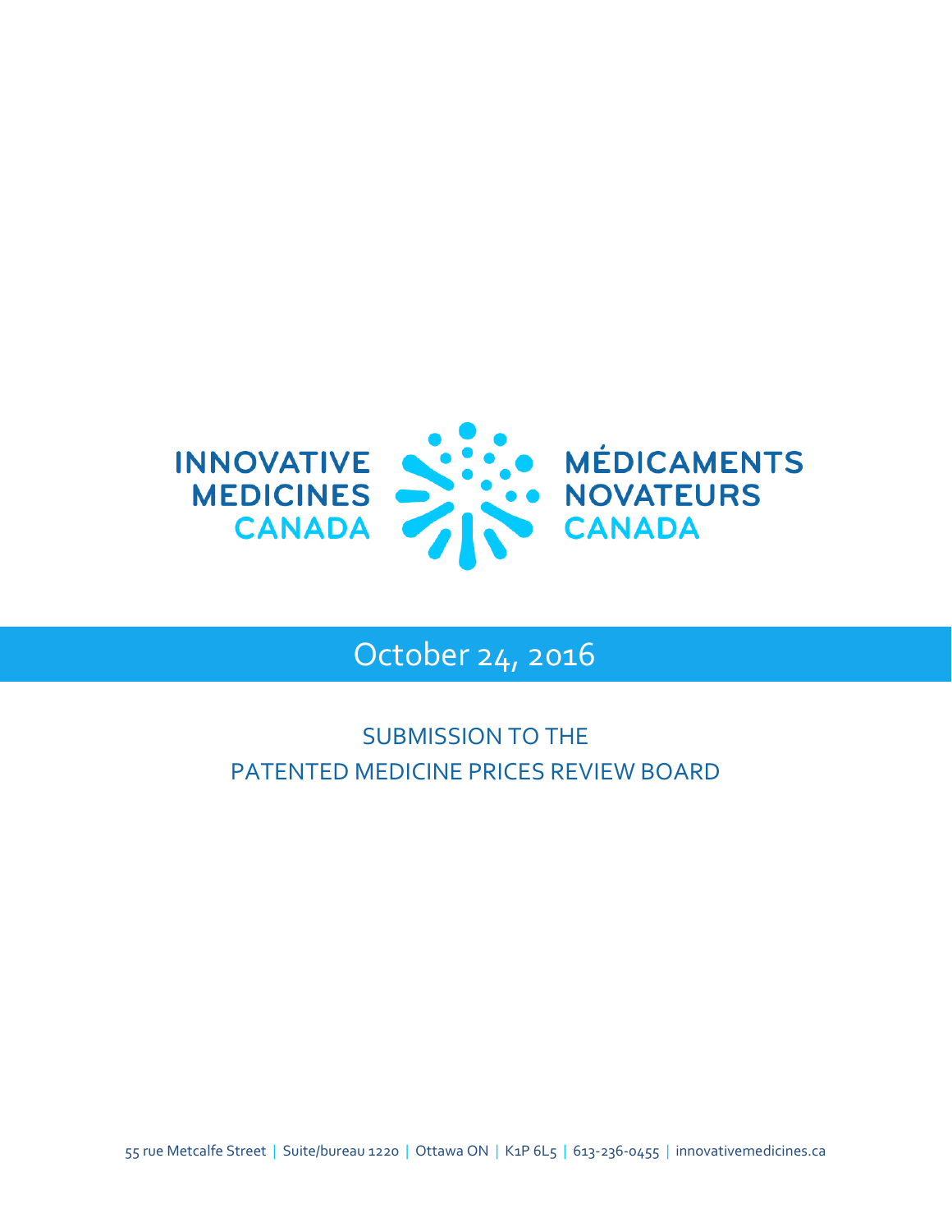INNOVATIVE MEDICINES CANADA

MÉDICAMENTS NOVATEURS CANADA

October 24, 2016

# SUBMISSION TO THE PATENTED MEDICINE PRICES REVIEW BOARD

55 rue Metcalfe Street | Suite/bureau 1220 | Ottawa ON | K1P 6L5 | 613-236-0455 | innovativemedicines.ca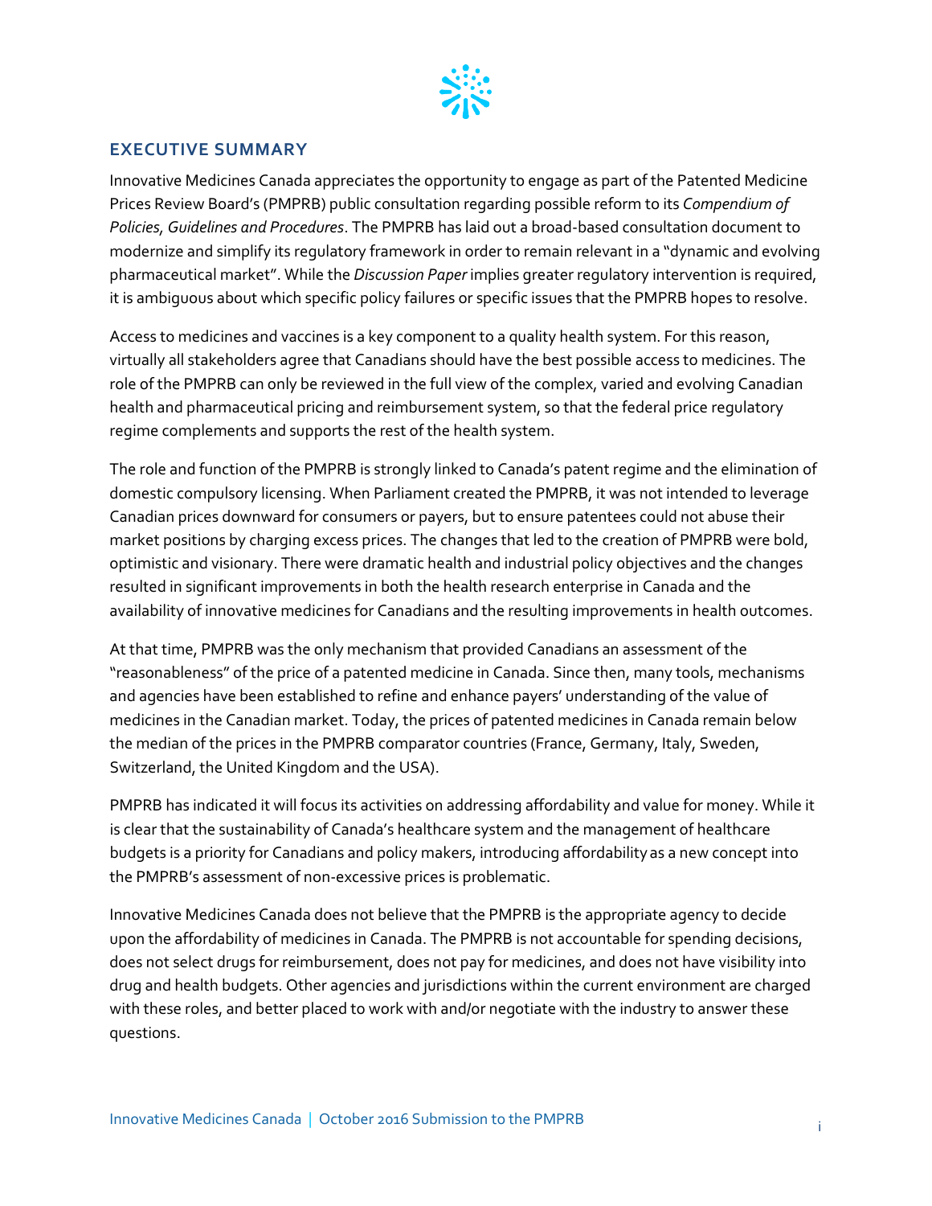## EXECUTIVE SUMMARY

Innovative Medicines Canada appreciates the opportunity to engage as part of the Patented Medicine Prices Review Board's (PMPRB) public consultation regarding possible reform to its *Compendium of Policies, Guidelines and Procedures*. The PMPRB has laid out a broad-based consultation document to modernize and simplify its regulatory framework in order to remain relevant in a "dynamic and evolving pharmaceutical market". While the *Discussion Paper* implies greater regulatory intervention is required, it is ambiguous about which specific policy failures or specific issues that the PMPRB hopes to resolve.

Access to medicines and vaccines is a key component to a quality health system. For this reason, virtually all stakeholders agree that Canadians should have the best possible access to medicines. The role of the PMPRB can only be reviewed in the full view of the complex, varied and evolving Canadian health and pharmaceutical pricing and reimbursement system, so that the federal price regulatory regime complements and supports the rest of the health system.

The role and function of the PMPRB is strongly linked to Canada's patent regime and the elimination of domestic compulsory licensing. When Parliament created the PMPRB, it was not intended to leverage Canadian prices downward for consumers or payers, but to ensure patentees could not abuse their market positions by charging excess prices. The changes that led to the creation of PMPRB were bold, optimistic and visionary. There were dramatic health and industrial policy objectives and the changes resulted in significant improvements in both the health research enterprise in Canada and the availability of innovative medicines for Canadians and the resulting improvements in health outcomes.

At that time, PMPRB was the only mechanism that provided Canadians an assessment of the "reasonableness" of the price of a patented medicine in Canada. Since then, many tools, mechanisms and agencies have been established to refine and enhance payers' understanding of the value of medicines in the Canadian market. Today, the prices of patented medicines in Canada remain below the median of the prices in the PMPRB comparator countries (France, Germany, Italy, Sweden, Switzerland, the United Kingdom and the USA).

PMPRB has indicated it will focus its activities on addressing affordability and value for money. While it is clear that the sustainability of Canada's healthcare system and the management of healthcare budgets is a priority for Canadians and policy makers, introducing affordability as a new concept into the PMPRB's assessment of non-excessive prices is problematic.

Innovative Medicines Canada does not believe that the PMPRB is the appropriate agency to decide upon the affordability of medicines in Canada. The PMPRB is not accountable for spending decisions, does not select drugs for reimbursement, does not pay for medicines, and does not have visibility into drug and health budgets. Other agencies and jurisdictions within the current environment are charged with these roles, and better placed to work with and/or negotiate with the industry to answer these questions.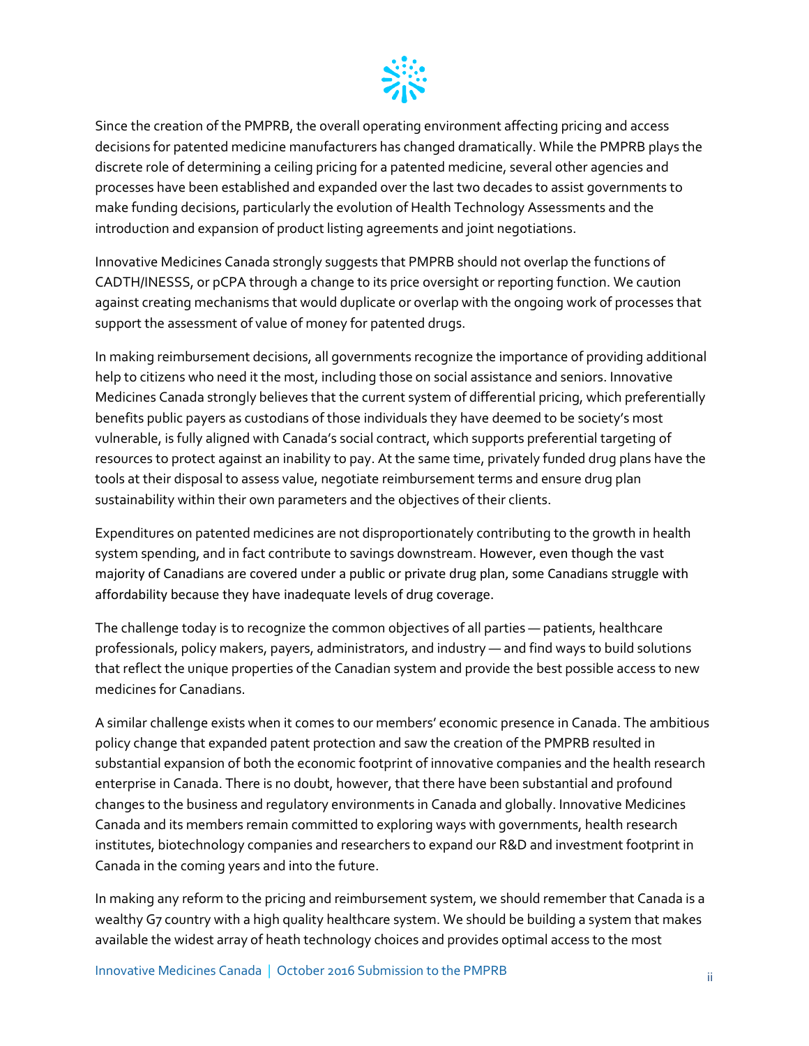Since the creation of the PMPRB, the overall operating environment affecting pricing and access decisions for patented medicine manufacturers has changed dramatically. While the PMPRB plays the discrete role of determining a ceiling pricing for a patented medicine, several other agencies and processes have been established and expanded over the last two decades to assist governments to make funding decisions, particularly the evolution of Health Technology Assessments and the introduction and expansion of product listing agreements and joint negotiations.

Innovative Medicines Canada strongly suggests that PMPRB should not overlap the functions of CADTH/INESSS, or pCPA through a change to its price oversight or reporting function. We caution against creating mechanisms that would duplicate or overlap with the ongoing work of processes that support the assessment of value of money for patented drugs.

In making reimbursement decisions, all governments recognize the importance of providing additional help to citizens who need it the most, including those on social assistance and seniors. Innovative Medicines Canada strongly believes that the current system of differential pricing, which preferentially benefits public payers as custodians of those individuals they have deemed to be society's most vulnerable, is fully aligned with Canada's social contract, which supports preferential targeting of resources to protect against an inability to pay. At the same time, privately funded drug plans have the tools at their disposal to assess value, negotiate reimbursement terms and ensure drug plan sustainability within their own parameters and the objectives of their clients.

Expenditures on patented medicines are not disproportionately contributing to the growth in health system spending, and in fact contribute to savings downstream. However, even though the vast majority of Canadians are covered under a public or private drug plan, some Canadians struggle with affordability because they have inadequate levels of drug coverage.

The challenge today is to recognize the common objectives of all parties — patients, healthcare professionals, policy makers, payers, administrators, and industry — and find ways to build solutions that reflect the unique properties of the Canadian system and provide the best possible access to new medicines for Canadians.

A similar challenge exists when it comes to our members' economic presence in Canada. The ambitious policy change that expanded patent protection and saw the creation of the PMPRB resulted in substantial expansion of both the economic footprint of innovative companies and the health research enterprise in Canada. There is no doubt, however, that there have been substantial and profound changes to the business and regulatory environments in Canada and globally. Innovative Medicines Canada and its members remain committed to exploring ways with governments, health research institutes, biotechnology companies and researchers to expand our R&D and investment footprint in Canada in the coming years and into the future.

In making any reform to the pricing and reimbursement system, we should remember that Canada is a wealthy G7 country with a high quality healthcare system. We should be building a system that makes available the widest array of heath technology choices and provides optimal access to the most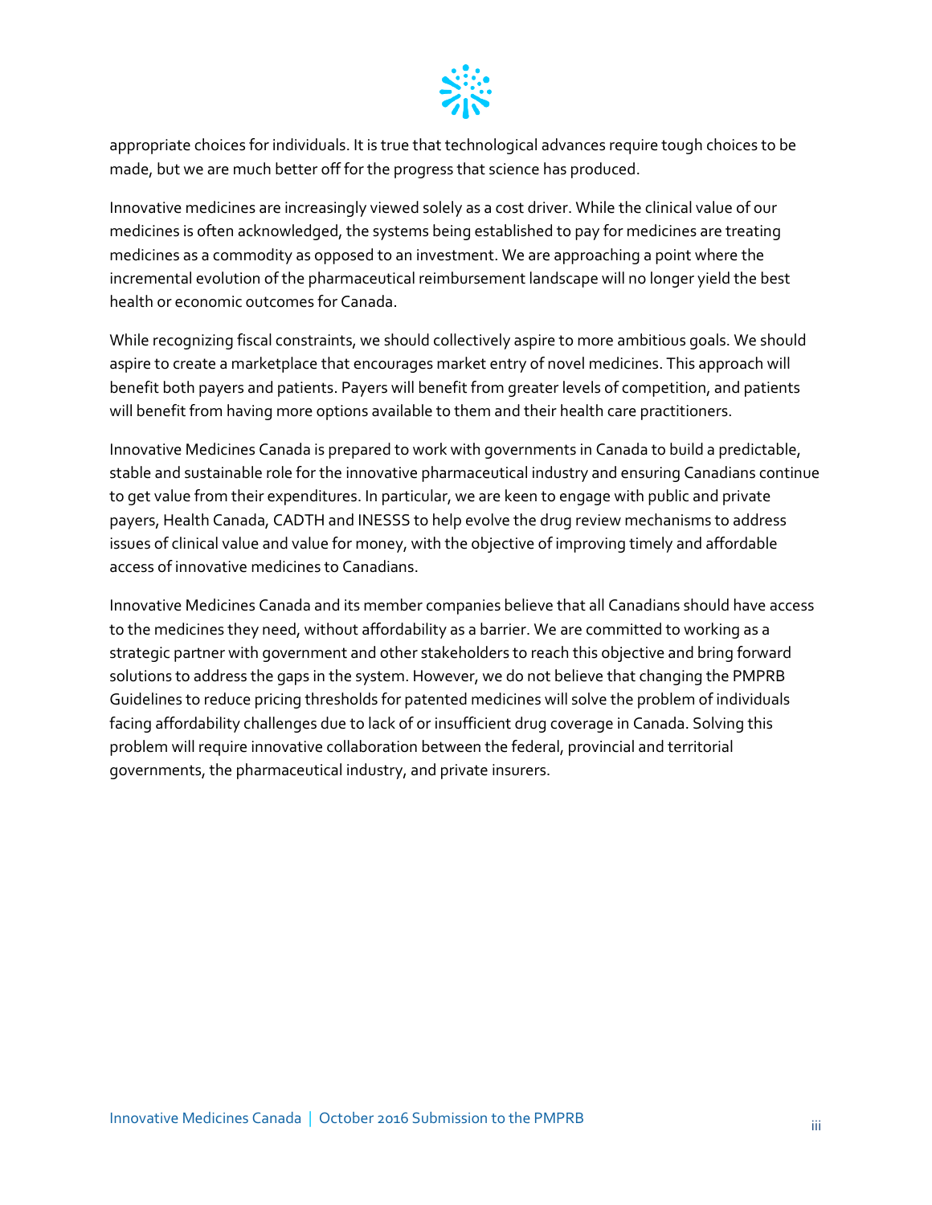appropriate choices for individuals. It is true that technological advances require tough choices to be made, but we are much better off for the progress that science has produced.

Innovative medicines are increasingly viewed solely as a cost driver. While the clinical value of our medicines is often acknowledged, the systems being established to pay for medicines are treating medicines as a commodity as opposed to an investment. We are approaching a point where the incremental evolution of the pharmaceutical reimbursement landscape will no longer yield the best health or economic outcomes for Canada.

While recognizing fiscal constraints, we should collectively aspire to more ambitious goals. We should aspire to create a marketplace that encourages market entry of novel medicines. This approach will benefit both payers and patients. Payers will benefit from greater levels of competition, and patients will benefit from having more options available to them and their health care practitioners.

Innovative Medicines Canada is prepared to work with governments in Canada to build a predictable, stable and sustainable role for the innovative pharmaceutical industry and ensuring Canadians continue to get value from their expenditures. In particular, we are keen to engage with public and private payers, Health Canada, CADTH and INESSS to help evolve the drug review mechanisms to address issues of clinical value and value for money, with the objective of improving timely and affordable access of innovative medicines to Canadians.

Innovative Medicines Canada and its member companies believe that all Canadians should have access to the medicines they need, without affordability as a barrier. We are committed to working as a strategic partner with government and other stakeholders to reach this objective and bring forward solutions to address the gaps in the system. However, we do not believe that changing the PMPRB Guidelines to reduce pricing thresholds for patented medicines will solve the problem of individuals facing affordability challenges due to lack of or insufficient drug coverage in Canada. Solving this problem will require innovative collaboration between the federal, provincial and territorial governments, the pharmaceutical industry, and private insurers.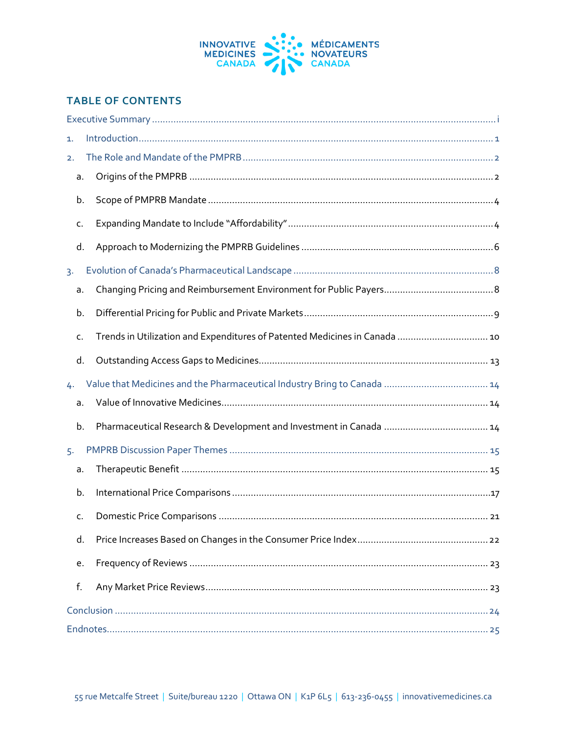## TABLE OF CONTENTS

Executive Summary ............ i

1. Introduction ............ 1
2. The Role and Mandate of the PMPRB ............ 2
   a. Origins of the PMPRB ............ 2
   b. Scope of PMPRB Mandate ............ 4
   c. Expanding Mandate to Include "Affordability" ............ 4
   d. Approach to Modernizing the PMPRB Guidelines ............ 6
3. Evolution of Canada's Pharmaceutical Landscape ............ 8
   a. Changing Pricing and Reimbursement Environment for Public Payers ............ 8
   b. Differential Pricing for Public and Private Markets ............ 9
   c. Trends in Utilization and Expenditures of Patented Medicines in Canada ............ 10
   d. Outstanding Access Gaps to Medicines ............ 13
4. Value that Medicines and the Pharmaceutical Industry Bring to Canada ............ 14
   a. Value of Innovative Medicines ............ 14
   b. Pharmaceutical Research & Development and Investment in Canada ............ 14
5. PMPRB Discussion Paper Themes ............ 15
   a. Therapeutic Benefit ............ 15
   b. International Price Comparisons ............ 17
   c. Domestic Price Comparisons ............ 21
   d. Price Increases Based on Changes in the Consumer Price Index ............ 22
   e. Frequency of Reviews ............ 23
   f. Any Market Price Reviews ............ 23

Conclusion ............ 24

Endnotes ............ 25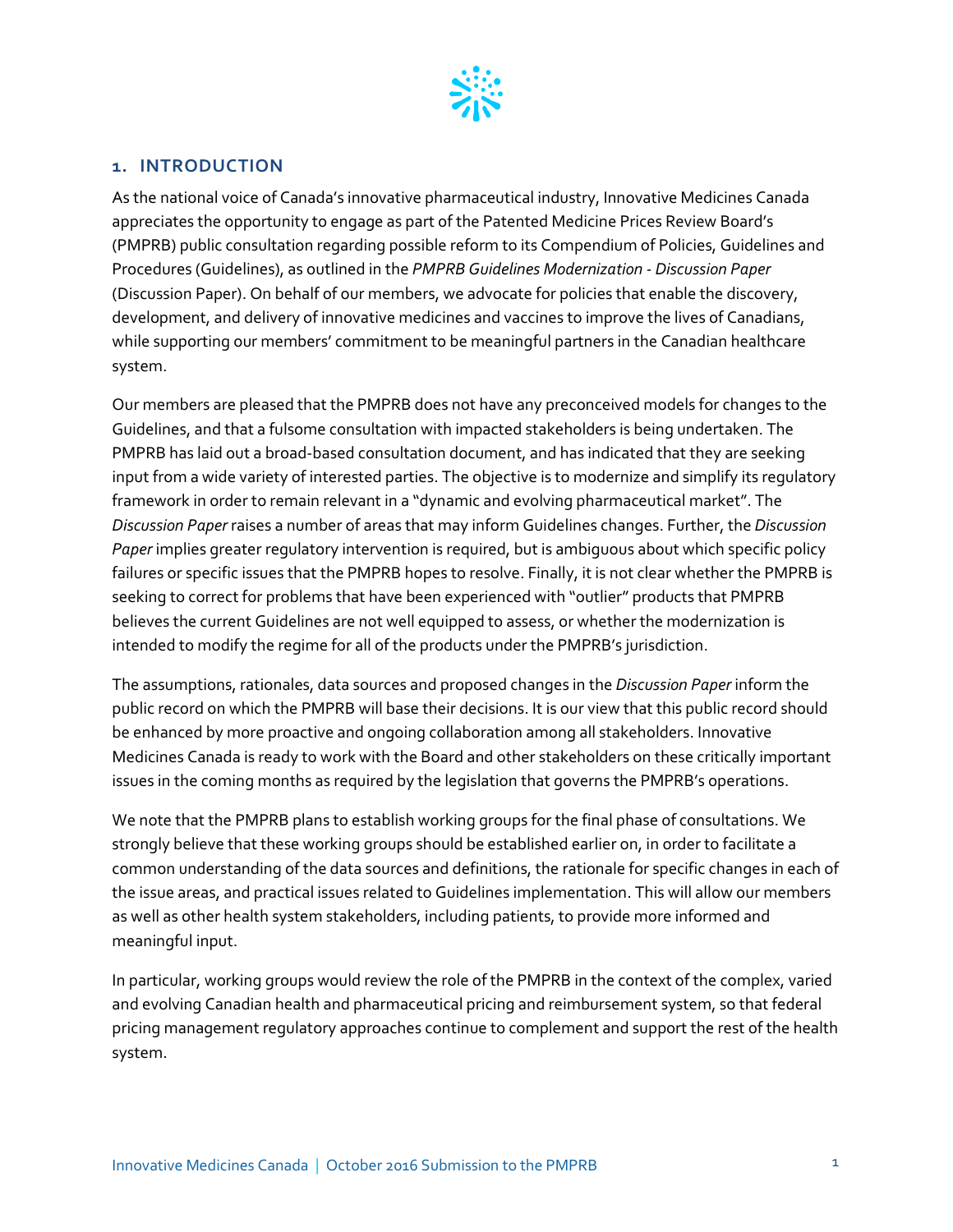## 1. INTRODUCTION

As the national voice of Canada's innovative pharmaceutical industry, Innovative Medicines Canada appreciates the opportunity to engage as part of the Patented Medicine Prices Review Board's (PMPRB) public consultation regarding possible reform to its Compendium of Policies, Guidelines and Procedures (Guidelines), as outlined in the *PMPRB Guidelines Modernization - Discussion Paper* (Discussion Paper). On behalf of our members, we advocate for policies that enable the discovery, development, and delivery of innovative medicines and vaccines to improve the lives of Canadians, while supporting our members' commitment to be meaningful partners in the Canadian healthcare system.

Our members are pleased that the PMPRB does not have any preconceived models for changes to the Guidelines, and that a fulsome consultation with impacted stakeholders is being undertaken. The PMPRB has laid out a broad-based consultation document, and has indicated that they are seeking input from a wide variety of interested parties. The objective is to modernize and simplify its regulatory framework in order to remain relevant in a "dynamic and evolving pharmaceutical market". The *Discussion Paper* raises a number of areas that may inform Guidelines changes. Further, the *Discussion Paper* implies greater regulatory intervention is required, but is ambiguous about which specific policy failures or specific issues that the PMPRB hopes to resolve. Finally, it is not clear whether the PMPRB is seeking to correct for problems that have been experienced with "outlier" products that PMPRB believes the current Guidelines are not well equipped to assess, or whether the modernization is intended to modify the regime for all of the products under the PMPRB's jurisdiction.

The assumptions, rationales, data sources and proposed changes in the *Discussion Paper* inform the public record on which the PMPRB will base their decisions. It is our view that this public record should be enhanced by more proactive and ongoing collaboration among all stakeholders. Innovative Medicines Canada is ready to work with the Board and other stakeholders on these critically important issues in the coming months as required by the legislation that governs the PMPRB's operations.

We note that the PMPRB plans to establish working groups for the final phase of consultations. We strongly believe that these working groups should be established earlier on, in order to facilitate a common understanding of the data sources and definitions, the rationale for specific changes in each of the issue areas, and practical issues related to Guidelines implementation. This will allow our members as well as other health system stakeholders, including patients, to provide more informed and meaningful input.

In particular, working groups would review the role of the PMPRB in the context of the complex, varied and evolving Canadian health and pharmaceutical pricing and reimbursement system, so that federal pricing management regulatory approaches continue to complement and support the rest of the health system.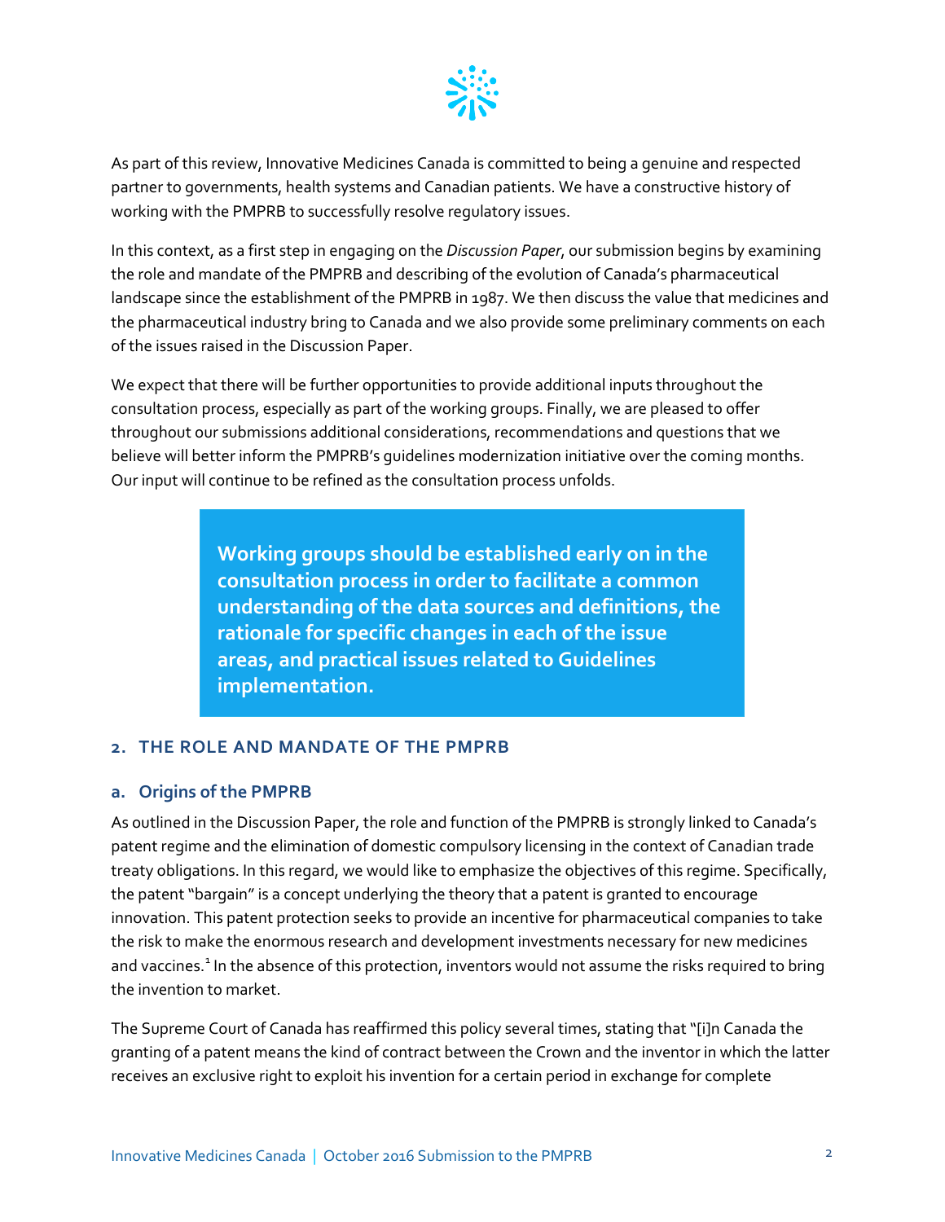As part of this review, Innovative Medicines Canada is committed to being a genuine and respected partner to governments, health systems and Canadian patients. We have a constructive history of working with the PMPRB to successfully resolve regulatory issues.

In this context, as a first step in engaging on the *Discussion Paper*, our submission begins by examining the role and mandate of the PMPRB and describing of the evolution of Canada's pharmaceutical landscape since the establishment of the PMPRB in 1987. We then discuss the value that medicines and the pharmaceutical industry bring to Canada and we also provide some preliminary comments on each of the issues raised in the Discussion Paper.

We expect that there will be further opportunities to provide additional inputs throughout the consultation process, especially as part of the working groups. Finally, we are pleased to offer throughout our submissions additional considerations, recommendations and questions that we believe will better inform the PMPRB's guidelines modernization initiative over the coming months. Our input will continue to be refined as the consultation process unfolds.

> **Working groups should be established early on in the consultation process in order to facilitate a common understanding of the data sources and definitions, the rationale for specific changes in each of the issue areas, and practical issues related to Guidelines implementation.**

## 2. THE ROLE AND MANDATE OF THE PMPRB

### a. Origins of the PMPRB

As outlined in the Discussion Paper, the role and function of the PMPRB is strongly linked to Canada's patent regime and the elimination of domestic compulsory licensing in the context of Canadian trade treaty obligations. In this regard, we would like to emphasize the objectives of this regime. Specifically, the patent "bargain" is a concept underlying the theory that a patent is granted to encourage innovation. This patent protection seeks to provide an incentive for pharmaceutical companies to take the risk to make the enormous research and development investments necessary for new medicines and vaccines.[1] In the absence of this protection, inventors would not assume the risks required to bring the invention to market.

The Supreme Court of Canada has reaffirmed this policy several times, stating that "[i]n Canada the granting of a patent means the kind of contract between the Crown and the inventor in which the latter receives an exclusive right to exploit his invention for a certain period in exchange for complete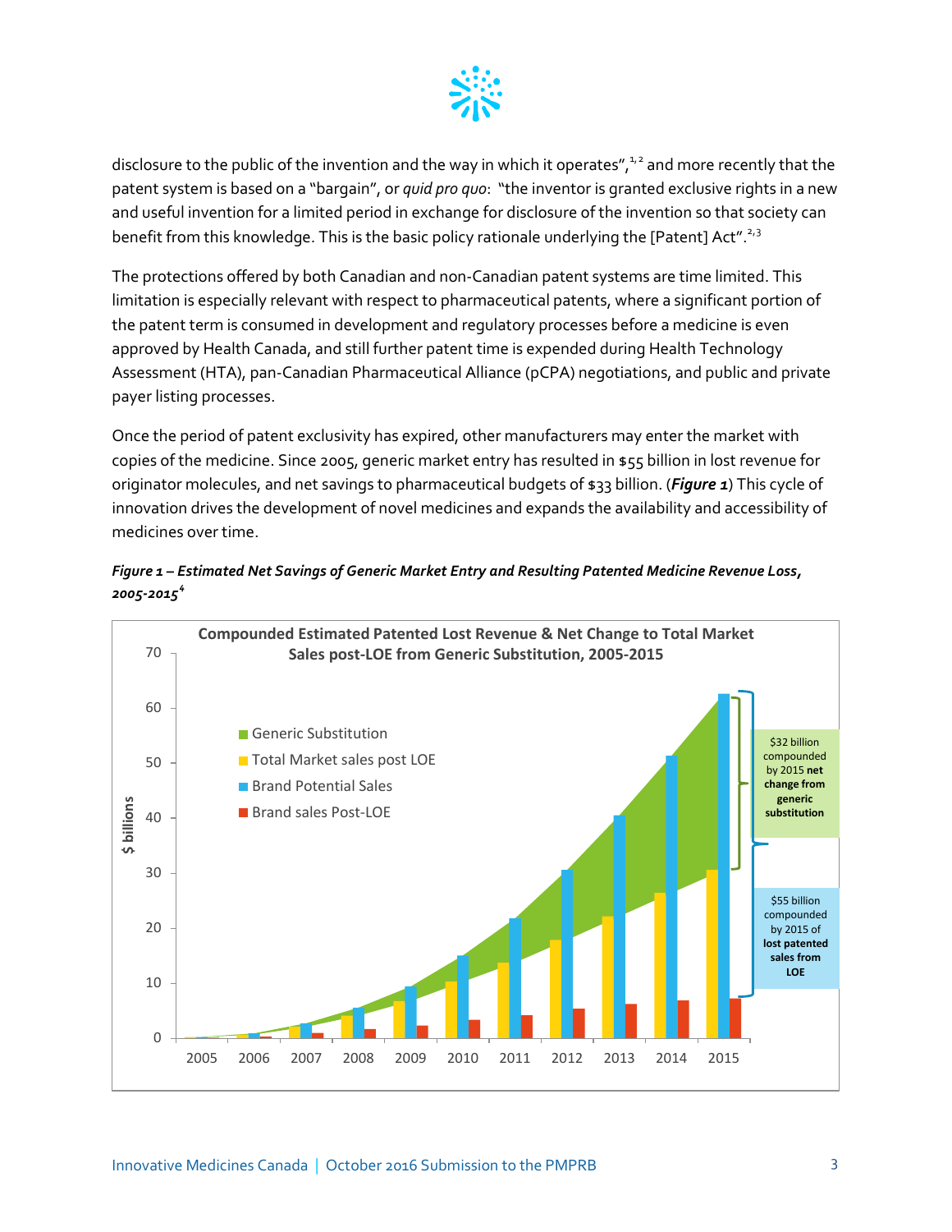disclosure to the public of the invention and the way in which it operates",[1,2] and more recently that the patent system is based on a "bargain", or *quid pro quo*: "the inventor is granted exclusive rights in a new and useful invention for a limited period in exchange for disclosure of the invention so that society can benefit from this knowledge. This is the basic policy rationale underlying the [Patent] Act".[2,3]

The protections offered by both Canadian and non-Canadian patent systems are time limited. This limitation is especially relevant with respect to pharmaceutical patents, where a significant portion of the patent term is consumed in development and regulatory processes before a medicine is even approved by Health Canada, and still further patent time is expended during Health Technology Assessment (HTA), pan-Canadian Pharmaceutical Alliance (pCPA) negotiations, and public and private payer listing processes.

Once the period of patent exclusivity has expired, other manufacturers may enter the market with copies of the medicine. Since 2005, generic market entry has resulted in $55 billion in lost revenue for originator molecules, and net savings to pharmaceutical budgets of $33 billion. (***Figure 1***) This cycle of innovation drives the development of novel medicines and expands the availability and accessibility of medicines over time.

***Figure 1 – Estimated Net Savings of Generic Market Entry and Resulting Patented Medicine Revenue Loss, 2005-2015***[4]

**Compounded Estimated Patented Lost Revenue & Net Change to Total Market Sales post-LOE from Generic Substitution, 2005-2015**

Legend: Generic Substitution; Total Market sales post LOE; Brand Potential Sales; Brand sales Post-LOE

Y-axis: $ billions (0–70); X-axis: 2005–2015

$32 billion compounded by 2015 **net change from generic substitution**

$55 billion compounded by 2015 of **lost patented sales from LOE**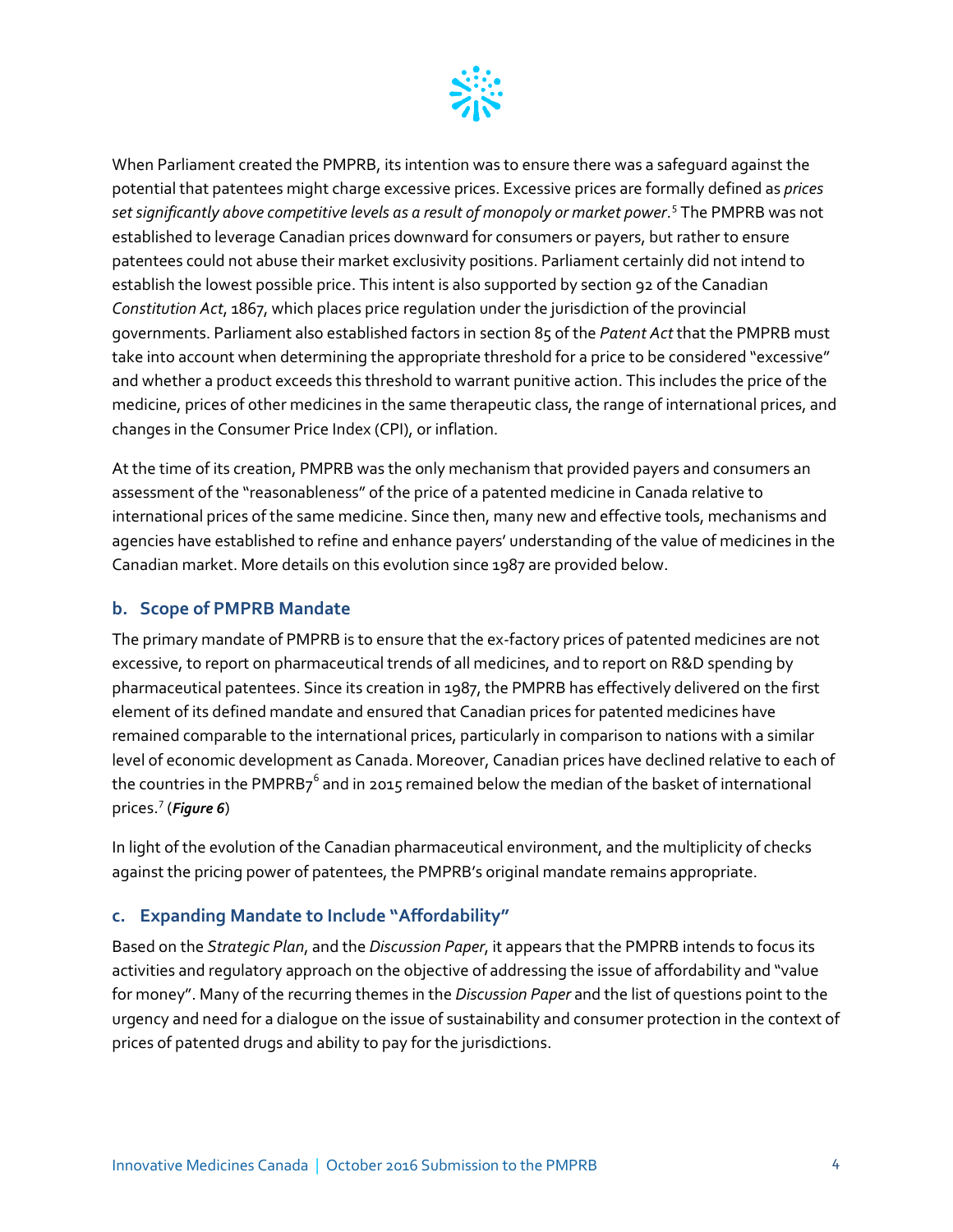When Parliament created the PMPRB, its intention was to ensure there was a safeguard against the potential that patentees might charge excessive prices. Excessive prices are formally defined as *prices set significantly above competitive levels as a result of monopoly or market power*.[5] The PMPRB was not established to leverage Canadian prices downward for consumers or payers, but rather to ensure patentees could not abuse their market exclusivity positions. Parliament certainly did not intend to establish the lowest possible price. This intent is also supported by section 92 of the Canadian *Constitution Act*, 1867, which places price regulation under the jurisdiction of the provincial governments. Parliament also established factors in section 85 of the *Patent Act* that the PMPRB must take into account when determining the appropriate threshold for a price to be considered "excessive" and whether a product exceeds this threshold to warrant punitive action. This includes the price of the medicine, prices of other medicines in the same therapeutic class, the range of international prices, and changes in the Consumer Price Index (CPI), or inflation.

At the time of its creation, PMPRB was the only mechanism that provided payers and consumers an assessment of the "reasonableness" of the price of a patented medicine in Canada relative to international prices of the same medicine. Since then, many new and effective tools, mechanisms and agencies have established to refine and enhance payers' understanding of the value of medicines in the Canadian market. More details on this evolution since 1987 are provided below.

### b. Scope of PMPRB Mandate

The primary mandate of PMPRB is to ensure that the ex-factory prices of patented medicines are not excessive, to report on pharmaceutical trends of all medicines, and to report on R&D spending by pharmaceutical patentees. Since its creation in 1987, the PMPRB has effectively delivered on the first element of its defined mandate and ensured that Canadian prices for patented medicines have remained comparable to the international prices, particularly in comparison to nations with a similar level of economic development as Canada. Moreover, Canadian prices have declined relative to each of the countries in the PMPRB7[6] and in 2015 remained below the median of the basket of international prices.[7] (***Figure 6***)

In light of the evolution of the Canadian pharmaceutical environment, and the multiplicity of checks against the pricing power of patentees, the PMPRB's original mandate remains appropriate.

### c. Expanding Mandate to Include "Affordability"

Based on the *Strategic Plan*, and the *Discussion Paper*, it appears that the PMPRB intends to focus its activities and regulatory approach on the objective of addressing the issue of affordability and "value for money". Many of the recurring themes in the *Discussion Paper* and the list of questions point to the urgency and need for a dialogue on the issue of sustainability and consumer protection in the context of prices of patented drugs and ability to pay for the jurisdictions.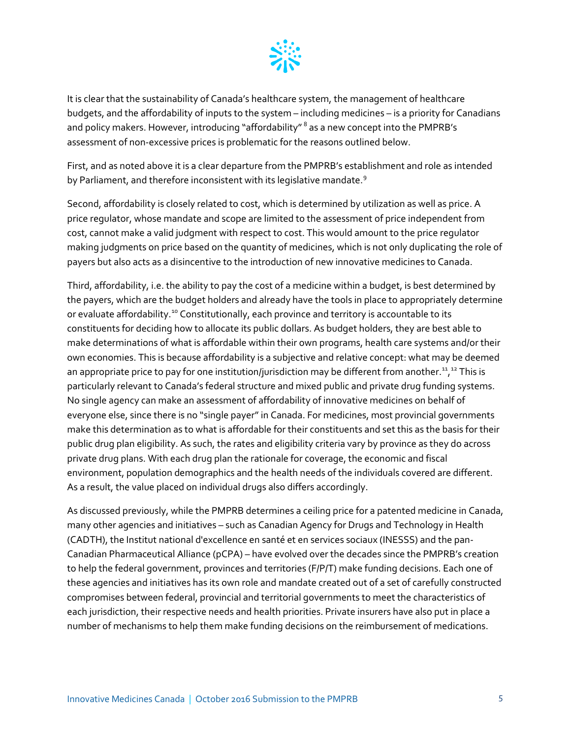It is clear that the sustainability of Canada's healthcare system, the management of healthcare budgets, and the affordability of inputs to the system – including medicines – is a priority for Canadians and policy makers. However, introducing "affordability" [8] as a new concept into the PMPRB's assessment of non-excessive prices is problematic for the reasons outlined below.

First, and as noted above it is a clear departure from the PMPRB's establishment and role as intended by Parliament, and therefore inconsistent with its legislative mandate.[9]

Second, affordability is closely related to cost, which is determined by utilization as well as price. A price regulator, whose mandate and scope are limited to the assessment of price independent from cost, cannot make a valid judgment with respect to cost. This would amount to the price regulator making judgments on price based on the quantity of medicines, which is not only duplicating the role of payers but also acts as a disincentive to the introduction of new innovative medicines to Canada.

Third, affordability, i.e. the ability to pay the cost of a medicine within a budget, is best determined by the payers, which are the budget holders and already have the tools in place to appropriately determine or evaluate affordability.[10] Constitutionally, each province and territory is accountable to its constituents for deciding how to allocate its public dollars. As budget holders, they are best able to make determinations of what is affordable within their own programs, health care systems and/or their own economies. This is because affordability is a subjective and relative concept: what may be deemed an appropriate price to pay for one institution/jurisdiction may be different from another.[11],[12] This is particularly relevant to Canada's federal structure and mixed public and private drug funding systems. No single agency can make an assessment of affordability of innovative medicines on behalf of everyone else, since there is no "single payer" in Canada. For medicines, most provincial governments make this determination as to what is affordable for their constituents and set this as the basis for their public drug plan eligibility. As such, the rates and eligibility criteria vary by province as they do across private drug plans. With each drug plan the rationale for coverage, the economic and fiscal environment, population demographics and the health needs of the individuals covered are different. As a result, the value placed on individual drugs also differs accordingly.

As discussed previously, while the PMPRB determines a ceiling price for a patented medicine in Canada, many other agencies and initiatives – such as Canadian Agency for Drugs and Technology in Health (CADTH), the Institut national d'excellence en santé et en services sociaux (INESSS) and the pan-Canadian Pharmaceutical Alliance (pCPA) – have evolved over the decades since the PMPRB's creation to help the federal government, provinces and territories (F/P/T) make funding decisions. Each one of these agencies and initiatives has its own role and mandate created out of a set of carefully constructed compromises between federal, provincial and territorial governments to meet the characteristics of each jurisdiction, their respective needs and health priorities. Private insurers have also put in place a number of mechanisms to help them make funding decisions on the reimbursement of medications.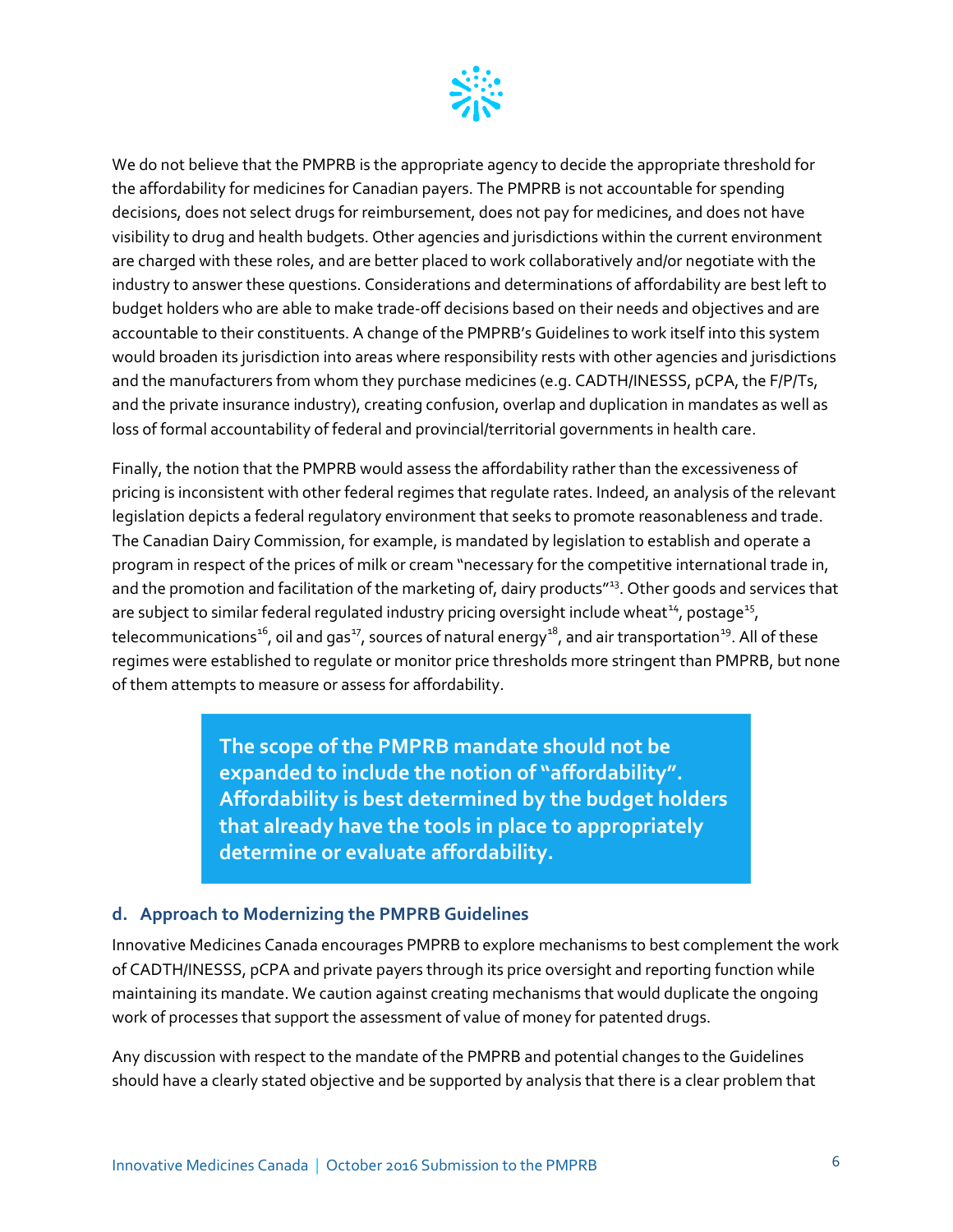We do not believe that the PMPRB is the appropriate agency to decide the appropriate threshold for the affordability for medicines for Canadian payers. The PMPRB is not accountable for spending decisions, does not select drugs for reimbursement, does not pay for medicines, and does not have visibility to drug and health budgets. Other agencies and jurisdictions within the current environment are charged with these roles, and are better placed to work collaboratively and/or negotiate with the industry to answer these questions. Considerations and determinations of affordability are best left to budget holders who are able to make trade-off decisions based on their needs and objectives and are accountable to their constituents. A change of the PMPRB's Guidelines to work itself into this system would broaden its jurisdiction into areas where responsibility rests with other agencies and jurisdictions and the manufacturers from whom they purchase medicines (e.g. CADTH/INESSS, pCPA, the F/P/Ts, and the private insurance industry), creating confusion, overlap and duplication in mandates as well as loss of formal accountability of federal and provincial/territorial governments in health care.

Finally, the notion that the PMPRB would assess the affordability rather than the excessiveness of pricing is inconsistent with other federal regimes that regulate rates. Indeed, an analysis of the relevant legislation depicts a federal regulatory environment that seeks to promote reasonableness and trade. The Canadian Dairy Commission, for example, is mandated by legislation to establish and operate a program in respect of the prices of milk or cream "necessary for the competitive international trade in, and the promotion and facilitation of the marketing of, dairy products"[13]. Other goods and services that are subject to similar federal regulated industry pricing oversight include wheat[14], postage[15], telecommunications[16], oil and gas[17], sources of natural energy[18], and air transportation[19]. All of these regimes were established to regulate or monitor price thresholds more stringent than PMPRB, but none of them attempts to measure or assess for affordability.

> **The scope of the PMPRB mandate should not be expanded to include the notion of "affordability". Affordability is best determined by the budget holders that already have the tools in place to appropriately determine or evaluate affordability.**

### d. Approach to Modernizing the PMPRB Guidelines

Innovative Medicines Canada encourages PMPRB to explore mechanisms to best complement the work of CADTH/INESSS, pCPA and private payers through its price oversight and reporting function while maintaining its mandate. We caution against creating mechanisms that would duplicate the ongoing work of processes that support the assessment of value of money for patented drugs.

Any discussion with respect to the mandate of the PMPRB and potential changes to the Guidelines should have a clearly stated objective and be supported by analysis that there is a clear problem that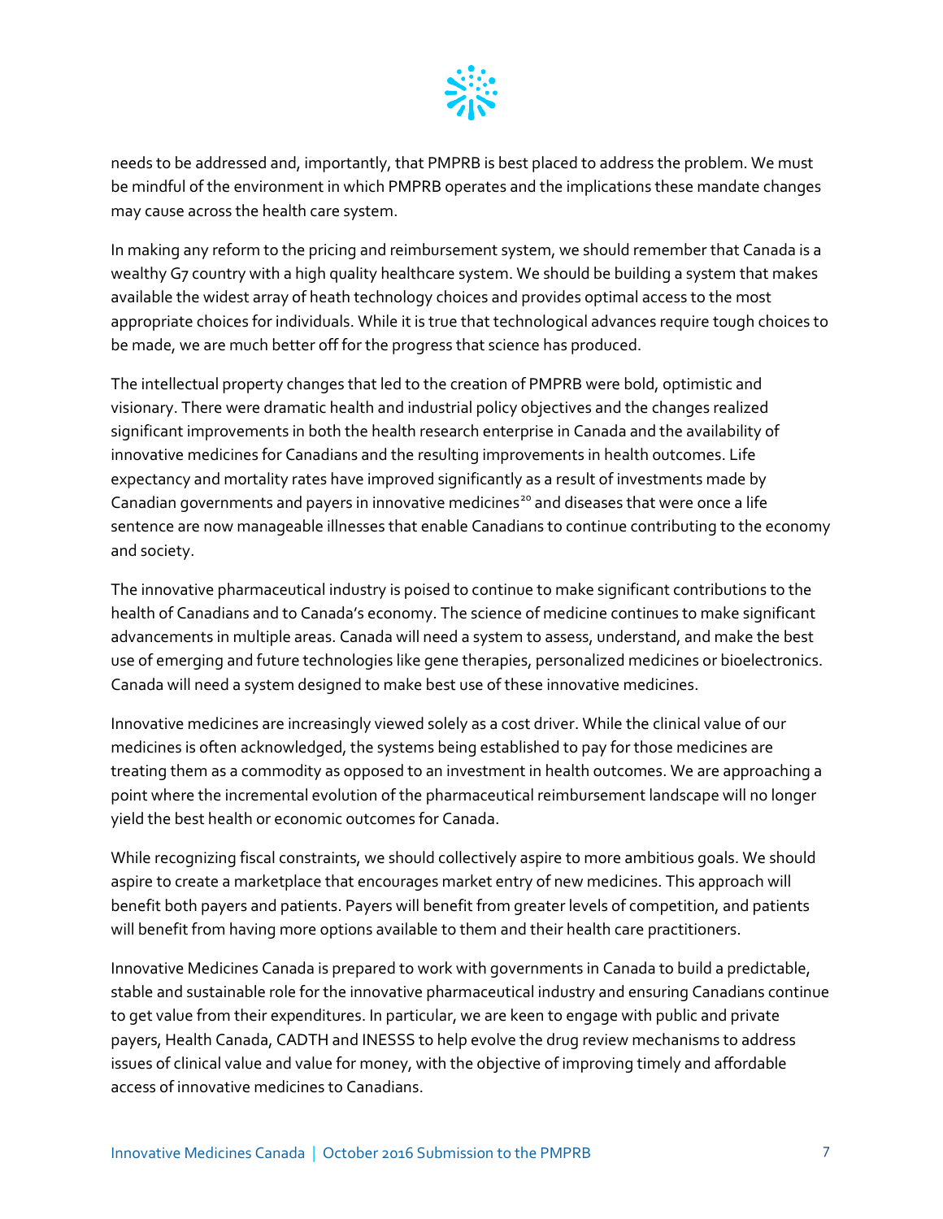needs to be addressed and, importantly, that PMPRB is best placed to address the problem. We must be mindful of the environment in which PMPRB operates and the implications these mandate changes may cause across the health care system.

In making any reform to the pricing and reimbursement system, we should remember that Canada is a wealthy G7 country with a high quality healthcare system. We should be building a system that makes available the widest array of heath technology choices and provides optimal access to the most appropriate choices for individuals. While it is true that technological advances require tough choices to be made, we are much better off for the progress that science has produced.

The intellectual property changes that led to the creation of PMPRB were bold, optimistic and visionary. There were dramatic health and industrial policy objectives and the changes realized significant improvements in both the health research enterprise in Canada and the availability of innovative medicines for Canadians and the resulting improvements in health outcomes. Life expectancy and mortality rates have improved significantly as a result of investments made by Canadian governments and payers in innovative medicines[20] and diseases that were once a life sentence are now manageable illnesses that enable Canadians to continue contributing to the economy and society.

The innovative pharmaceutical industry is poised to continue to make significant contributions to the health of Canadians and to Canada's economy. The science of medicine continues to make significant advancements in multiple areas. Canada will need a system to assess, understand, and make the best use of emerging and future technologies like gene therapies, personalized medicines or bioelectronics. Canada will need a system designed to make best use of these innovative medicines.

Innovative medicines are increasingly viewed solely as a cost driver. While the clinical value of our medicines is often acknowledged, the systems being established to pay for those medicines are treating them as a commodity as opposed to an investment in health outcomes. We are approaching a point where the incremental evolution of the pharmaceutical reimbursement landscape will no longer yield the best health or economic outcomes for Canada.

While recognizing fiscal constraints, we should collectively aspire to more ambitious goals. We should aspire to create a marketplace that encourages market entry of new medicines. This approach will benefit both payers and patients. Payers will benefit from greater levels of competition, and patients will benefit from having more options available to them and their health care practitioners.

Innovative Medicines Canada is prepared to work with governments in Canada to build a predictable, stable and sustainable role for the innovative pharmaceutical industry and ensuring Canadians continue to get value from their expenditures. In particular, we are keen to engage with public and private payers, Health Canada, CADTH and INESSS to help evolve the drug review mechanisms to address issues of clinical value and value for money, with the objective of improving timely and affordable access of innovative medicines to Canadians.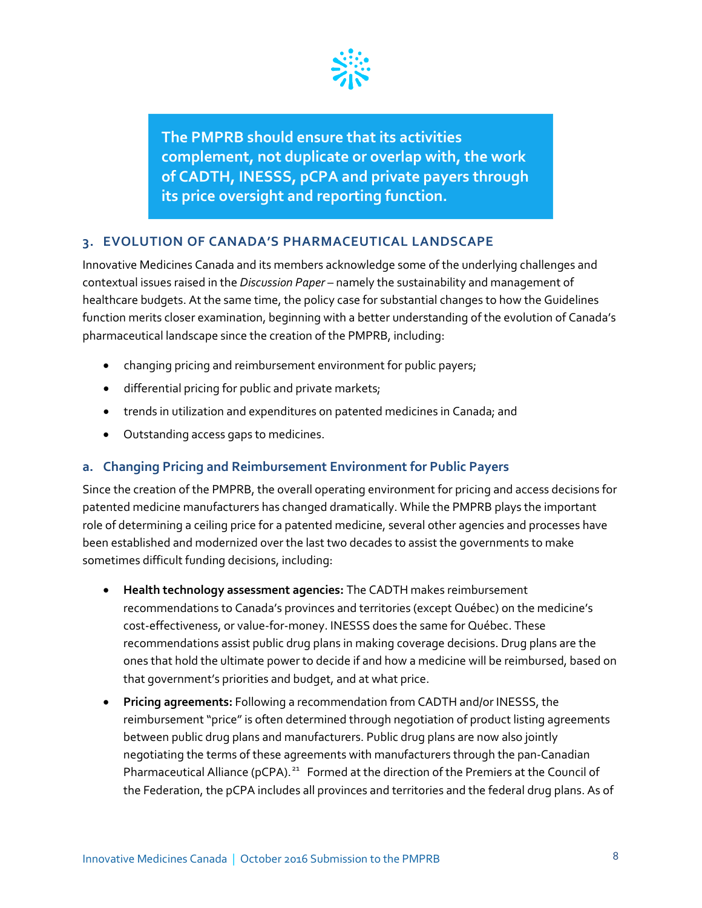**The PMPRB should ensure that its activities complement, not duplicate or overlap with, the work of CADTH, INESSS, pCPA and private payers through its price oversight and reporting function.**

## 3. EVOLUTION OF CANADA'S PHARMACEUTICAL LANDSCAPE

Innovative Medicines Canada and its members acknowledge some of the underlying challenges and contextual issues raised in the *Discussion Paper* – namely the sustainability and management of healthcare budgets. At the same time, the policy case for substantial changes to how the Guidelines function merits closer examination, beginning with a better understanding of the evolution of Canada's pharmaceutical landscape since the creation of the PMPRB, including:

- changing pricing and reimbursement environment for public payers;
- differential pricing for public and private markets;
- trends in utilization and expenditures on patented medicines in Canada; and
- Outstanding access gaps to medicines.

### a. Changing Pricing and Reimbursement Environment for Public Payers

Since the creation of the PMPRB, the overall operating environment for pricing and access decisions for patented medicine manufacturers has changed dramatically. While the PMPRB plays the important role of determining a ceiling price for a patented medicine, several other agencies and processes have been established and modernized over the last two decades to assist the governments to make sometimes difficult funding decisions, including:

- **Health technology assessment agencies:** The CADTH makes reimbursement recommendations to Canada's provinces and territories (except Québec) on the medicine's cost-effectiveness, or value-for-money. INESSS does the same for Québec. These recommendations assist public drug plans in making coverage decisions. Drug plans are the ones that hold the ultimate power to decide if and how a medicine will be reimbursed, based on that government's priorities and budget, and at what price.
- **Pricing agreements:** Following a recommendation from CADTH and/or INESSS, the reimbursement "price" is often determined through negotiation of product listing agreements between public drug plans and manufacturers. Public drug plans are now also jointly negotiating the terms of these agreements with manufacturers through the pan-Canadian Pharmaceutical Alliance (pCPA).[21] Formed at the direction of the Premiers at the Council of the Federation, the pCPA includes all provinces and territories and the federal drug plans. As of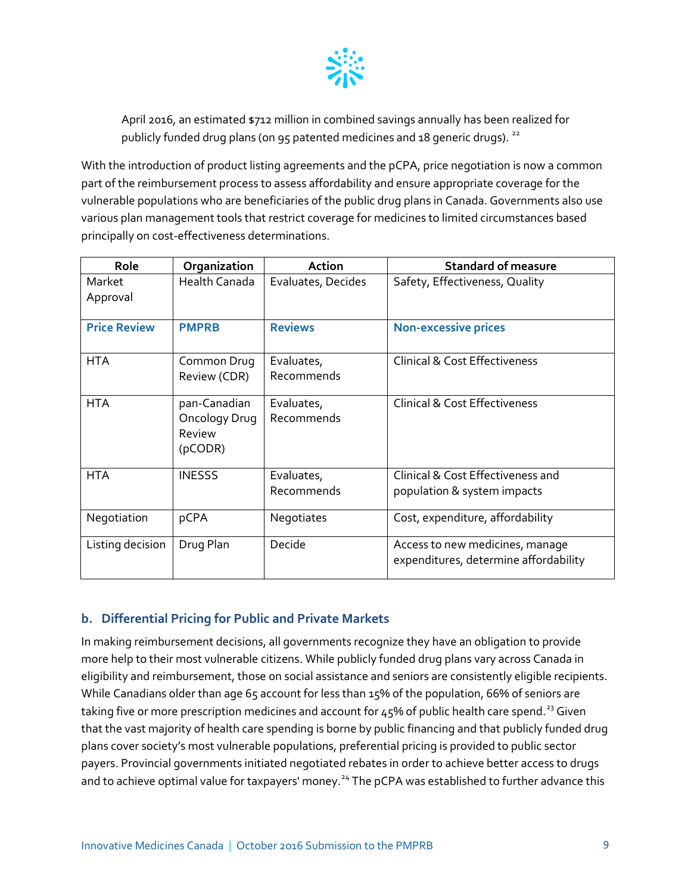April 2016, an estimated $712 million in combined savings annually has been realized for publicly funded drug plans (on 95 patented medicines and 18 generic drugs). [22]

With the introduction of product listing agreements and the pCPA, price negotiation is now a common part of the reimbursement process to assess affordability and ensure appropriate coverage for the vulnerable populations who are beneficiaries of the public drug plans in Canada. Governments also use various plan management tools that restrict coverage for medicines to limited circumstances based principally on cost-effectiveness determinations.

| Role | Organization | Action | Standard of measure |
|---|---|---|---|
| Market Approval | Health Canada | Evaluates, Decides | Safety, Effectiveness, Quality |
| **Price Review** | **PMPRB** | **Reviews** | **Non-excessive prices** |
| HTA | Common Drug Review (CDR) | Evaluates, Recommends | Clinical & Cost Effectiveness |
| HTA | pan-Canadian Oncology Drug Review (pCODR) | Evaluates, Recommends | Clinical & Cost Effectiveness |
| HTA | INESSS | Evaluates, Recommends | Clinical & Cost Effectiveness and population & system impacts |
| Negotiation | pCPA | Negotiates | Cost, expenditure, affordability |
| Listing decision | Drug Plan | Decide | Access to new medicines, manage expenditures, determine affordability |

### b. Differential Pricing for Public and Private Markets

In making reimbursement decisions, all governments recognize they have an obligation to provide more help to their most vulnerable citizens. While publicly funded drug plans vary across Canada in eligibility and reimbursement, those on social assistance and seniors are consistently eligible recipients. While Canadians older than age 65 account for less than 15% of the population, 66% of seniors are taking five or more prescription medicines and account for 45% of public health care spend.[23] Given that the vast majority of health care spending is borne by public financing and that publicly funded drug plans cover society's most vulnerable populations, preferential pricing is provided to public sector payers. Provincial governments initiated negotiated rebates in order to achieve better access to drugs and to achieve optimal value for taxpayers' money.[24] The pCPA was established to further advance this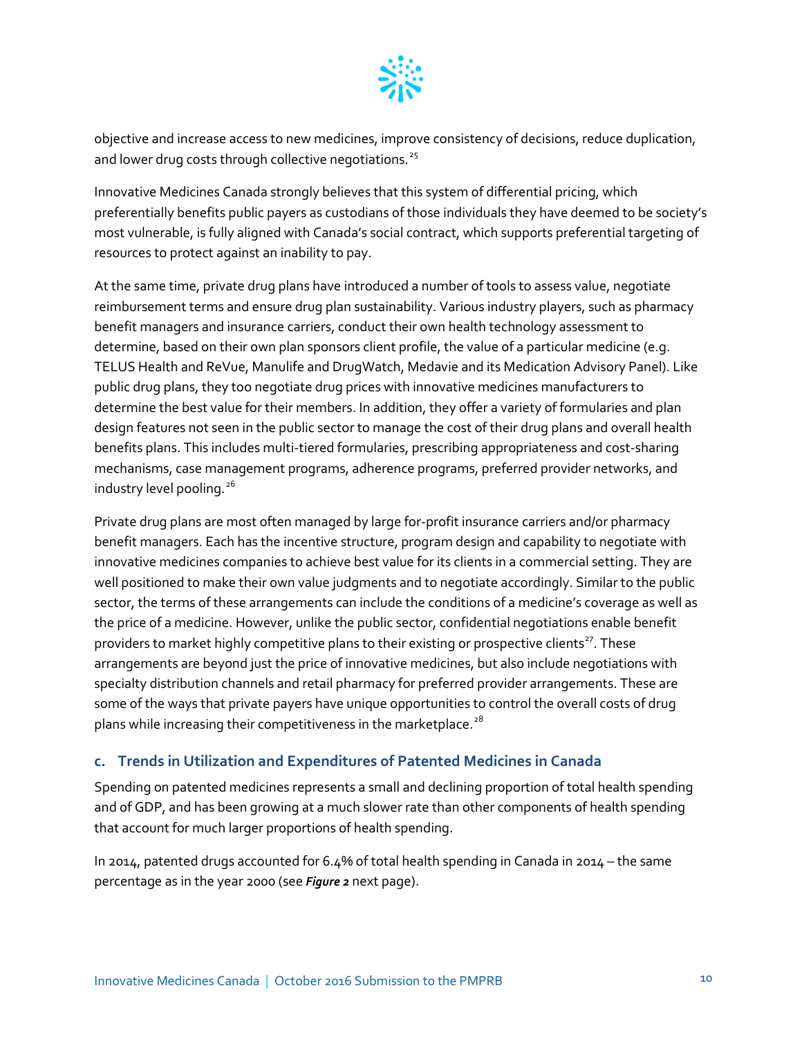objective and increase access to new medicines, improve consistency of decisions, reduce duplication, and lower drug costs through collective negotiations.[25]

Innovative Medicines Canada strongly believes that this system of differential pricing, which preferentially benefits public payers as custodians of those individuals they have deemed to be society's most vulnerable, is fully aligned with Canada's social contract, which supports preferential targeting of resources to protect against an inability to pay.

At the same time, private drug plans have introduced a number of tools to assess value, negotiate reimbursement terms and ensure drug plan sustainability. Various industry players, such as pharmacy benefit managers and insurance carriers, conduct their own health technology assessment to determine, based on their own plan sponsors client profile, the value of a particular medicine (e.g. TELUS Health and ReVue, Manulife and DrugWatch, Medavie and its Medication Advisory Panel). Like public drug plans, they too negotiate drug prices with innovative medicines manufacturers to determine the best value for their members. In addition, they offer a variety of formularies and plan design features not seen in the public sector to manage the cost of their drug plans and overall health benefits plans. This includes multi-tiered formularies, prescribing appropriateness and cost-sharing mechanisms, case management programs, adherence programs, preferred provider networks, and industry level pooling.[26]

Private drug plans are most often managed by large for-profit insurance carriers and/or pharmacy benefit managers. Each has the incentive structure, program design and capability to negotiate with innovative medicines companies to achieve best value for its clients in a commercial setting. They are well positioned to make their own value judgments and to negotiate accordingly. Similar to the public sector, the terms of these arrangements can include the conditions of a medicine's coverage as well as the price of a medicine. However, unlike the public sector, confidential negotiations enable benefit providers to market highly competitive plans to their existing or prospective clients[27]. These arrangements are beyond just the price of innovative medicines, but also include negotiations with specialty distribution channels and retail pharmacy for preferred provider arrangements. These are some of the ways that private payers have unique opportunities to control the overall costs of drug plans while increasing their competitiveness in the marketplace.[28]

### c. Trends in Utilization and Expenditures of Patented Medicines in Canada

Spending on patented medicines represents a small and declining proportion of total health spending and of GDP, and has been growing at a much slower rate than other components of health spending that account for much larger proportions of health spending.

In 2014, patented drugs accounted for 6.4% of total health spending in Canada in 2014 – the same percentage as in the year 2000 (see ***Figure 2*** next page).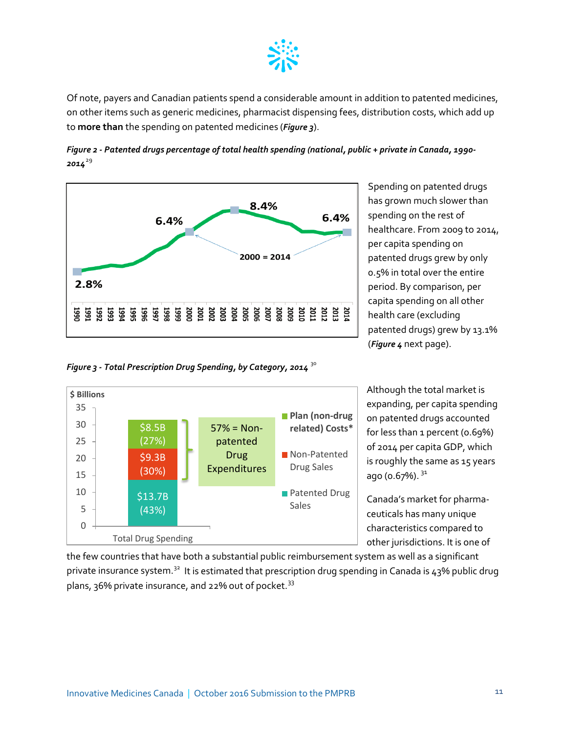Of note, payers and Canadian patients spend a considerable amount in addition to patented medicines, on other items such as generic medicines, pharmacist dispensing fees, distribution costs, which add up to **more than** the spending on patented medicines (***Figure 3***).

***Figure 2 - Patented drugs percentage of total health spending (national, public + private in Canada, 1990-2014***[29]

Spending on patented drugs has grown much slower than spending on the rest of healthcare. From 2009 to 2014, per capita spending on patented drugs grew by only 0.5% in total over the entire period. By comparison, per capita spending on all other health care (excluding patented drugs) grew by 13.1% (***Figure 4*** next page).

***Figure 3 - Total Prescription Drug Spending, by Category, 2014*** [30]

Although the total market is expanding, per capita spending on patented drugs accounted for less than 1 percent (0.69%) of 2014 per capita GDP, which is roughly the same as 15 years ago (0.67%). [31]

Canada's market for pharmaceuticals has many unique characteristics compared to other jurisdictions. It is one of the few countries that have both a substantial public reimbursement system as well as a significant private insurance system.[32] It is estimated that prescription drug spending in Canada is 43% public drug plans, 36% private insurance, and 22% out of pocket.[33]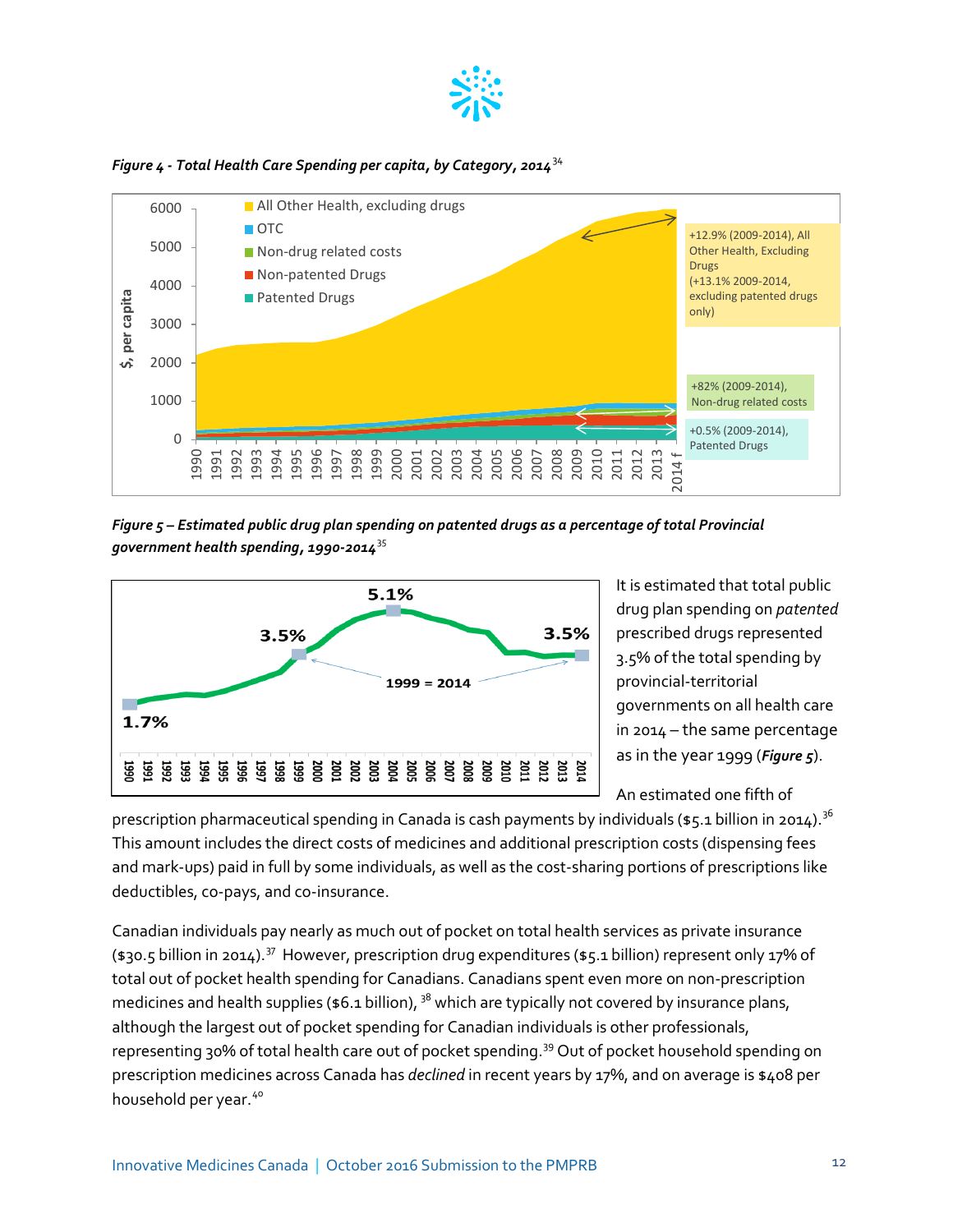*Figure 4 - Total Health Care Spending per capita, by Category, 2014*[34]

*Figure 5 – Estimated public drug plan spending on patented drugs as a percentage of total Provincial government health spending, 1990-2014*[35]

It is estimated that total public drug plan spending on *patented* prescribed drugs represented 3.5% of the total spending by provincial-territorial governments on all health care in 2014 – the same percentage as in the year 1999 (***Figure 5***).

An estimated one fifth of prescription pharmaceutical spending in Canada is cash payments by individuals ($5.1 billion in 2014).[36] This amount includes the direct costs of medicines and additional prescription costs (dispensing fees and mark-ups) paid in full by some individuals, as well as the cost-sharing portions of prescriptions like deductibles, co-pays, and co-insurance.

Canadian individuals pay nearly as much out of pocket on total health services as private insurance ($30.5 billion in 2014).[37] However, prescription drug expenditures ($5.1 billion) represent only 17% of total out of pocket health spending for Canadians. Canadians spent even more on non-prescription medicines and health supplies ($6.1 billion),[38] which are typically not covered by insurance plans, although the largest out of pocket spending for Canadian individuals is other professionals, representing 30% of total health care out of pocket spending.[39] Out of pocket household spending on prescription medicines across Canada has *declined* in recent years by 17%, and on average is $408 per household per year.[40]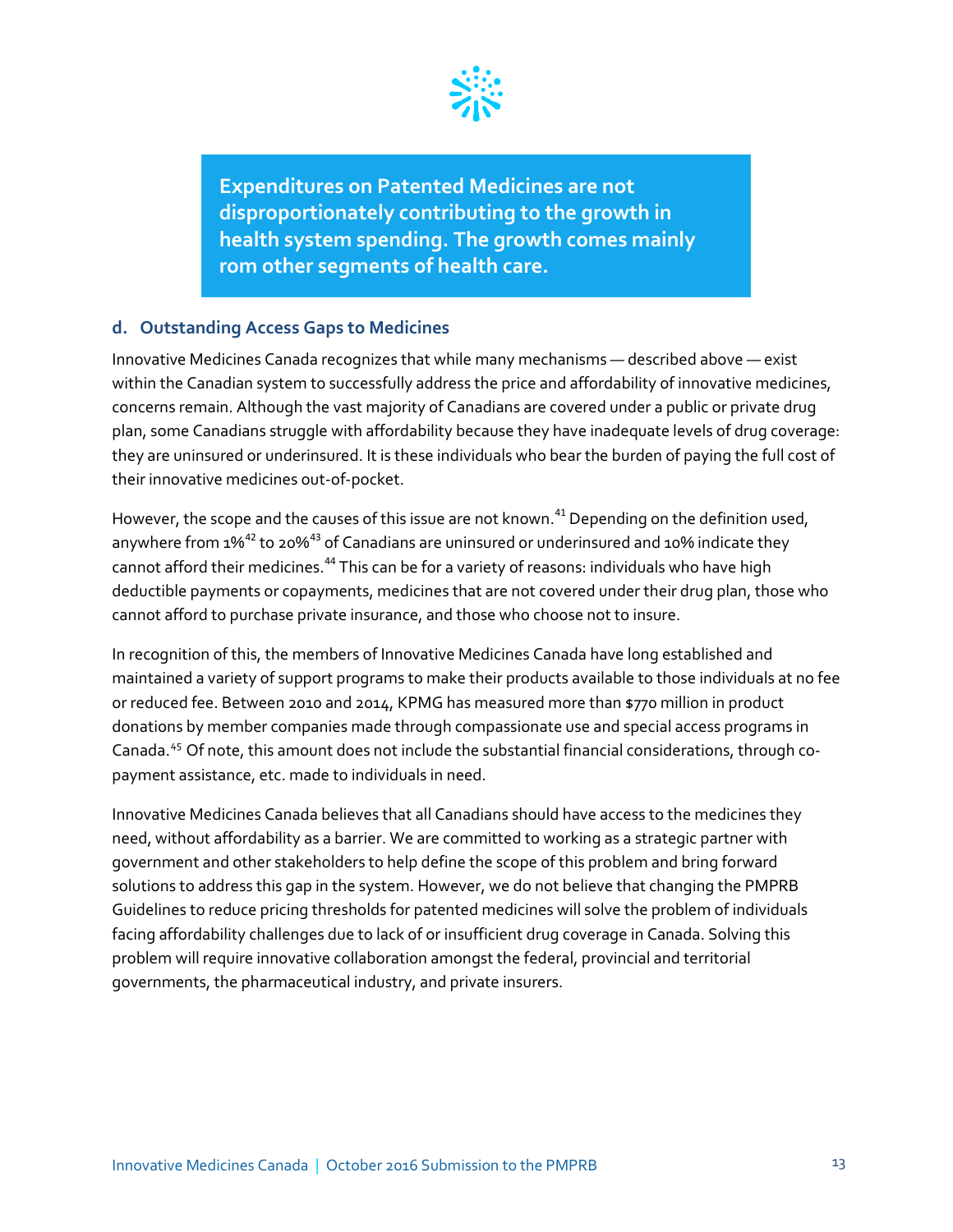**Expenditures on Patented Medicines are not disproportionately contributing to the growth in health system spending. The growth comes mainly rom other segments of health care.**

### d. Outstanding Access Gaps to Medicines

Innovative Medicines Canada recognizes that while many mechanisms — described above — exist within the Canadian system to successfully address the price and affordability of innovative medicines, concerns remain. Although the vast majority of Canadians are covered under a public or private drug plan, some Canadians struggle with affordability because they have inadequate levels of drug coverage: they are uninsured or underinsured. It is these individuals who bear the burden of paying the full cost of their innovative medicines out-of-pocket.

However, the scope and the causes of this issue are not known.[41] Depending on the definition used, anywhere from 1%[42] to 20%[43] of Canadians are uninsured or underinsured and 10% indicate they cannot afford their medicines.[44] This can be for a variety of reasons: individuals who have high deductible payments or copayments, medicines that are not covered under their drug plan, those who cannot afford to purchase private insurance, and those who choose not to insure.

In recognition of this, the members of Innovative Medicines Canada have long established and maintained a variety of support programs to make their products available to those individuals at no fee or reduced fee. Between 2010 and 2014, KPMG has measured more than $770 million in product donations by member companies made through compassionate use and special access programs in Canada.[45] Of note, this amount does not include the substantial financial considerations, through co-payment assistance, etc. made to individuals in need.

Innovative Medicines Canada believes that all Canadians should have access to the medicines they need, without affordability as a barrier. We are committed to working as a strategic partner with government and other stakeholders to help define the scope of this problem and bring forward solutions to address this gap in the system. However, we do not believe that changing the PMPRB Guidelines to reduce pricing thresholds for patented medicines will solve the problem of individuals facing affordability challenges due to lack of or insufficient drug coverage in Canada. Solving this problem will require innovative collaboration amongst the federal, provincial and territorial governments, the pharmaceutical industry, and private insurers.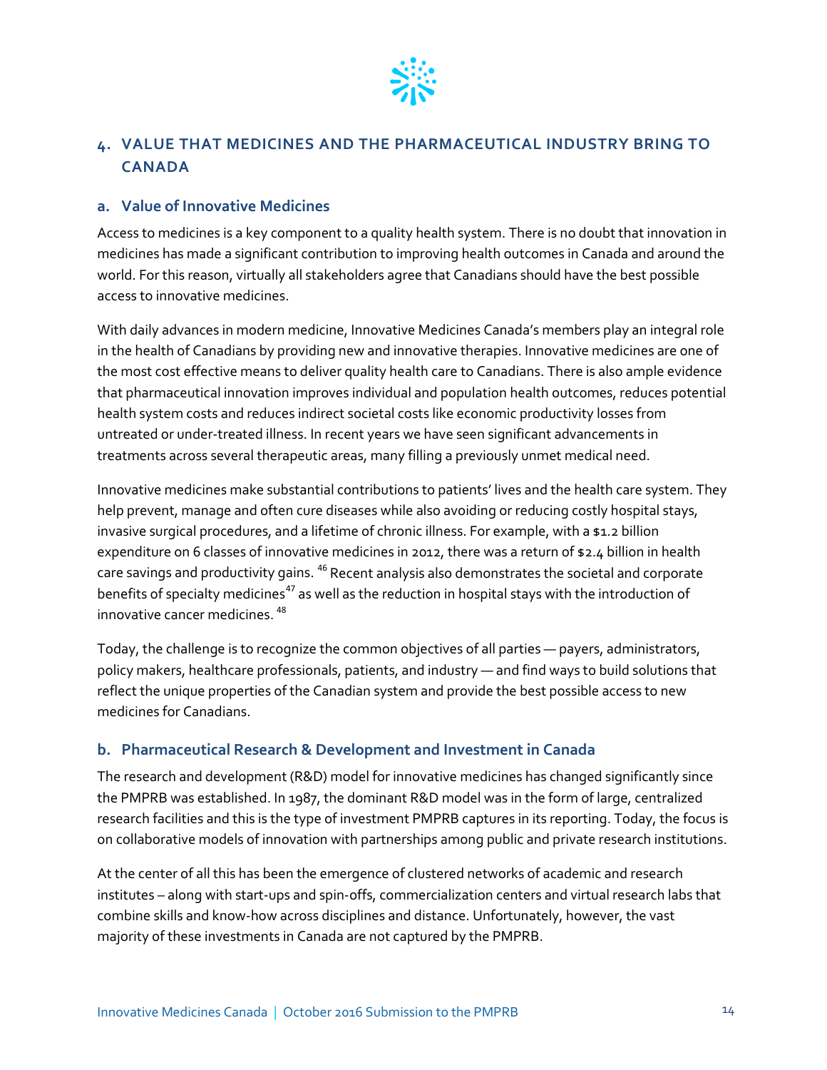## 4. VALUE THAT MEDICINES AND THE PHARMACEUTICAL INDUSTRY BRING TO CANADA

### a. Value of Innovative Medicines

Access to medicines is a key component to a quality health system. There is no doubt that innovation in medicines has made a significant contribution to improving health outcomes in Canada and around the world. For this reason, virtually all stakeholders agree that Canadians should have the best possible access to innovative medicines.

With daily advances in modern medicine, Innovative Medicines Canada's members play an integral role in the health of Canadians by providing new and innovative therapies. Innovative medicines are one of the most cost effective means to deliver quality health care to Canadians. There is also ample evidence that pharmaceutical innovation improves individual and population health outcomes, reduces potential health system costs and reduces indirect societal costs like economic productivity losses from untreated or under-treated illness. In recent years we have seen significant advancements in treatments across several therapeutic areas, many filling a previously unmet medical need.

Innovative medicines make substantial contributions to patients' lives and the health care system. They help prevent, manage and often cure diseases while also avoiding or reducing costly hospital stays, invasive surgical procedures, and a lifetime of chronic illness. For example, with a $1.2 billion expenditure on 6 classes of innovative medicines in 2012, there was a return of $2.4 billion in health care savings and productivity gains. [46] Recent analysis also demonstrates the societal and corporate benefits of specialty medicines[47] as well as the reduction in hospital stays with the introduction of innovative cancer medicines. [48]

Today, the challenge is to recognize the common objectives of all parties — payers, administrators, policy makers, healthcare professionals, patients, and industry — and find ways to build solutions that reflect the unique properties of the Canadian system and provide the best possible access to new medicines for Canadians.

### b. Pharmaceutical Research & Development and Investment in Canada

The research and development (R&D) model for innovative medicines has changed significantly since the PMPRB was established. In 1987, the dominant R&D model was in the form of large, centralized research facilities and this is the type of investment PMPRB captures in its reporting. Today, the focus is on collaborative models of innovation with partnerships among public and private research institutions.

At the center of all this has been the emergence of clustered networks of academic and research institutes – along with start-ups and spin-offs, commercialization centers and virtual research labs that combine skills and know-how across disciplines and distance. Unfortunately, however, the vast majority of these investments in Canada are not captured by the PMPRB.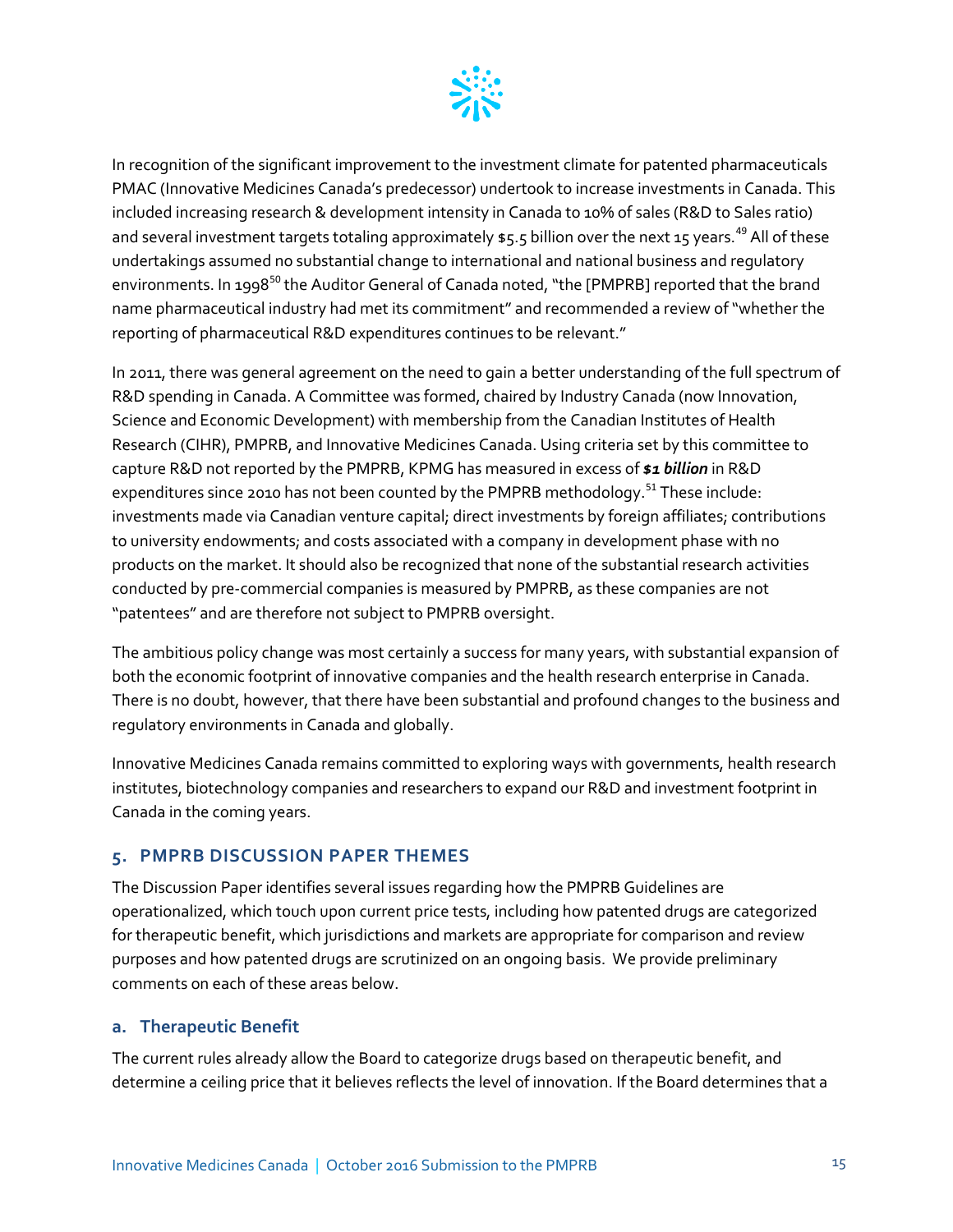In recognition of the significant improvement to the investment climate for patented pharmaceuticals PMAC (Innovative Medicines Canada's predecessor) undertook to increase investments in Canada. This included increasing research & development intensity in Canada to 10% of sales (R&D to Sales ratio) and several investment targets totaling approximately $5.5 billion over the next 15 years.[49] All of these undertakings assumed no substantial change to international and national business and regulatory environments. In 1998[50] the Auditor General of Canada noted, "the [PMPRB] reported that the brand name pharmaceutical industry had met its commitment" and recommended a review of "whether the reporting of pharmaceutical R&D expenditures continues to be relevant."

In 2011, there was general agreement on the need to gain a better understanding of the full spectrum of R&D spending in Canada. A Committee was formed, chaired by Industry Canada (now Innovation, Science and Economic Development) with membership from the Canadian Institutes of Health Research (CIHR), PMPRB, and Innovative Medicines Canada. Using criteria set by this committee to capture R&D not reported by the PMPRB, KPMG has measured in excess of ***$1 billion*** in R&D expenditures since 2010 has not been counted by the PMPRB methodology.[51] These include: investments made via Canadian venture capital; direct investments by foreign affiliates; contributions to university endowments; and costs associated with a company in development phase with no products on the market. It should also be recognized that none of the substantial research activities conducted by pre-commercial companies is measured by PMPRB, as these companies are not "patentees" and are therefore not subject to PMPRB oversight.

The ambitious policy change was most certainly a success for many years, with substantial expansion of both the economic footprint of innovative companies and the health research enterprise in Canada. There is no doubt, however, that there have been substantial and profound changes to the business and regulatory environments in Canada and globally.

Innovative Medicines Canada remains committed to exploring ways with governments, health research institutes, biotechnology companies and researchers to expand our R&D and investment footprint in Canada in the coming years.

## 5. PMPRB DISCUSSION PAPER THEMES

The Discussion Paper identifies several issues regarding how the PMPRB Guidelines are operationalized, which touch upon current price tests, including how patented drugs are categorized for therapeutic benefit, which jurisdictions and markets are appropriate for comparison and review purposes and how patented drugs are scrutinized on an ongoing basis. We provide preliminary comments on each of these areas below.

### a. Therapeutic Benefit

The current rules already allow the Board to categorize drugs based on therapeutic benefit, and determine a ceiling price that it believes reflects the level of innovation. If the Board determines that a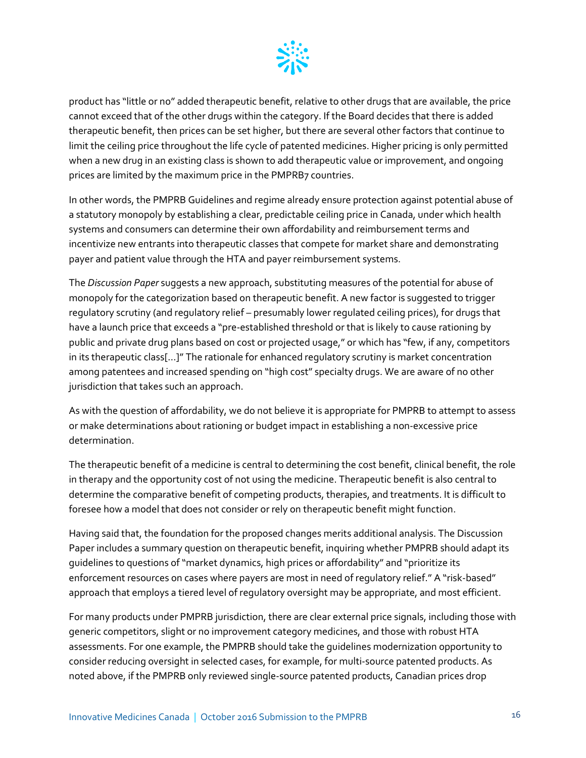product has "little or no" added therapeutic benefit, relative to other drugs that are available, the price cannot exceed that of the other drugs within the category. If the Board decides that there is added therapeutic benefit, then prices can be set higher, but there are several other factors that continue to limit the ceiling price throughout the life cycle of patented medicines. Higher pricing is only permitted when a new drug in an existing class is shown to add therapeutic value or improvement, and ongoing prices are limited by the maximum price in the PMPRB7 countries.

In other words, the PMPRB Guidelines and regime already ensure protection against potential abuse of a statutory monopoly by establishing a clear, predictable ceiling price in Canada, under which health systems and consumers can determine their own affordability and reimbursement terms and incentivize new entrants into therapeutic classes that compete for market share and demonstrating payer and patient value through the HTA and payer reimbursement systems.

The *Discussion Paper* suggests a new approach, substituting measures of the potential for abuse of monopoly for the categorization based on therapeutic benefit. A new factor is suggested to trigger regulatory scrutiny (and regulatory relief – presumably lower regulated ceiling prices), for drugs that have a launch price that exceeds a "pre-established threshold or that is likely to cause rationing by public and private drug plans based on cost or projected usage," or which has "few, if any, competitors in its therapeutic class[…]" The rationale for enhanced regulatory scrutiny is market concentration among patentees and increased spending on "high cost" specialty drugs. We are aware of no other jurisdiction that takes such an approach.

As with the question of affordability, we do not believe it is appropriate for PMPRB to attempt to assess or make determinations about rationing or budget impact in establishing a non-excessive price determination.

The therapeutic benefit of a medicine is central to determining the cost benefit, clinical benefit, the role in therapy and the opportunity cost of not using the medicine. Therapeutic benefit is also central to determine the comparative benefit of competing products, therapies, and treatments. It is difficult to foresee how a model that does not consider or rely on therapeutic benefit might function.

Having said that, the foundation for the proposed changes merits additional analysis. The Discussion Paper includes a summary question on therapeutic benefit, inquiring whether PMPRB should adapt its guidelines to questions of "market dynamics, high prices or affordability" and "prioritize its enforcement resources on cases where payers are most in need of regulatory relief." A "risk-based" approach that employs a tiered level of regulatory oversight may be appropriate, and most efficient.

For many products under PMPRB jurisdiction, there are clear external price signals, including those with generic competitors, slight or no improvement category medicines, and those with robust HTA assessments. For one example, the PMPRB should take the guidelines modernization opportunity to consider reducing oversight in selected cases, for example, for multi-source patented products. As noted above, if the PMPRB only reviewed single-source patented products, Canadian prices drop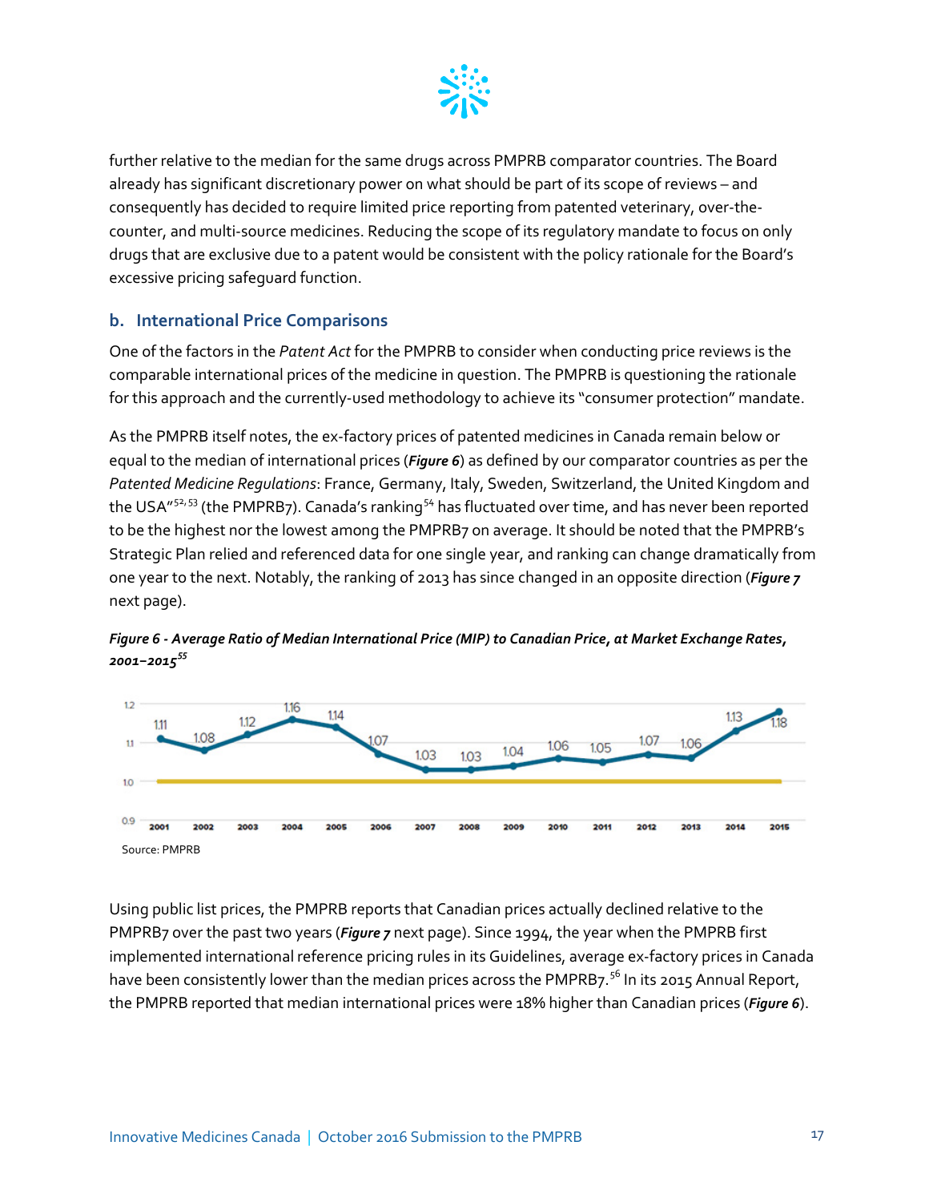further relative to the median for the same drugs across PMPRB comparator countries. The Board already has significant discretionary power on what should be part of its scope of reviews – and consequently has decided to require limited price reporting from patented veterinary, over-the-counter, and multi-source medicines. Reducing the scope of its regulatory mandate to focus on only drugs that are exclusive due to a patent would be consistent with the policy rationale for the Board's excessive pricing safeguard function.

## b. International Price Comparisons

One of the factors in the *Patent Act* for the PMPRB to consider when conducting price reviews is the comparable international prices of the medicine in question. The PMPRB is questioning the rationale for this approach and the currently-used methodology to achieve its "consumer protection" mandate.

As the PMPRB itself notes, the ex-factory prices of patented medicines in Canada remain below or equal to the median of international prices (***Figure 6***) as defined by our comparator countries as per the *Patented Medicine Regulations*: France, Germany, Italy, Sweden, Switzerland, the United Kingdom and the USA"[52, 53] (the PMPRB7). Canada's ranking[54] has fluctuated over time, and has never been reported to be the highest nor the lowest among the PMPRB7 on average. It should be noted that the PMPRB's Strategic Plan relied and referenced data for one single year, and ranking can change dramatically from one year to the next. Notably, the ranking of 2013 has since changed in an opposite direction (***Figure 7*** next page).

***Figure 6 - Average Ratio of Median International Price (MIP) to Canadian Price, at Market Exchange Rates, 2001–2015***[55]

| Year | 2001 | 2002 | 2003 | 2004 | 2005 | 2006 | 2007 | 2008 | 2009 | 2010 | 2011 | 2012 | 2013 | 2014 | 2015 |
|---|---|---|---|---|---|---|---|---|---|---|---|---|---|---|---|
| Ratio | 1.11 | 1.08 | 1.12 | 1.16 | 1.14 | 1.07 | 1.03 | 1.03 | 1.04 | 1.06 | 1.05 | 1.07 | 1.06 | 1.13 | 1.18 |

Source: PMPRB

Using public list prices, the PMPRB reports that Canadian prices actually declined relative to the PMPRB7 over the past two years (***Figure 7*** next page). Since 1994, the year when the PMPRB first implemented international reference pricing rules in its Guidelines, average ex-factory prices in Canada have been consistently lower than the median prices across the PMPRB7.[56] In its 2015 Annual Report, the PMPRB reported that median international prices were 18% higher than Canadian prices (***Figure 6***).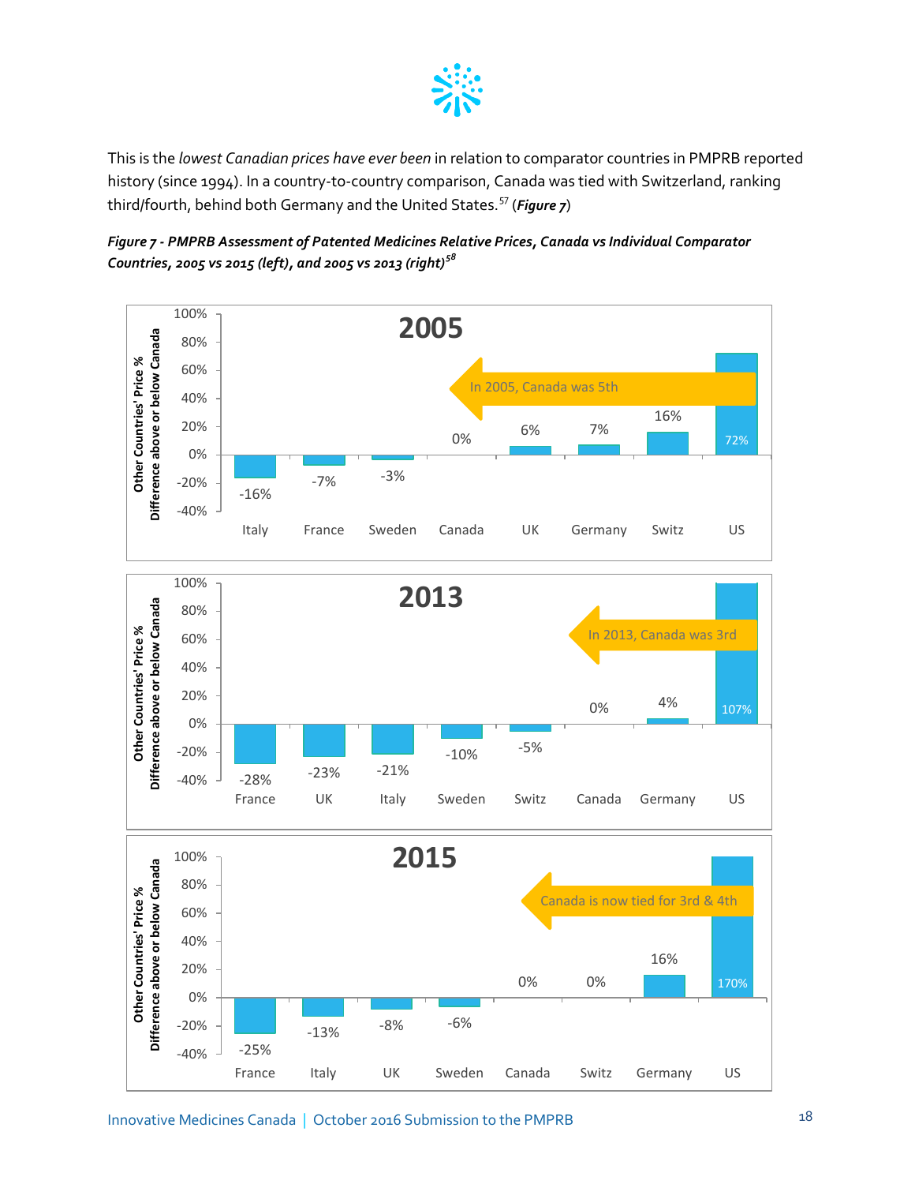This is the *lowest Canadian prices have ever been* in relation to comparator countries in PMPRB reported history (since 1994). In a country-to-country comparison, Canada was tied with Switzerland, ranking third/fourth, behind both Germany and the United States.[57] (***Figure 7***)

***Figure 7 - PMPRB Assessment of Patented Medicines Relative Prices, Canada vs Individual Comparator Countries, 2005 vs 2015 (left), and 2005 vs 2013 (right)***[58]

**2005** — In 2005, Canada was 5th

| Country | Other Countries' Price % Difference above or below Canada |
|---|---|
| Italy | -16% |
| France | -7% |
| Sweden | -3% |
| Canada | 0% |
| UK | 6% |
| Germany | 7% |
| Switz | 16% |
| US | 72% |

**2013** — In 2013, Canada was 3rd

| Country | Other Countries' Price % Difference above or below Canada |
|---|---|
| France | -28% |
| UK | -23% |
| Italy | -21% |
| Sweden | -10% |
| Switz | -5% |
| Canada | 0% |
| Germany | 4% |
| US | 107% |

**2015** — Canada is now tied for 3rd & 4th

| Country | Other Countries' Price % Difference above or below Canada |
|---|---|
| France | -25% |
| Italy | -13% |
| UK | -8% |
| Sweden | -6% |
| Canada | 0% |
| Switz | 0% |
| Germany | 16% |
| US | 170% |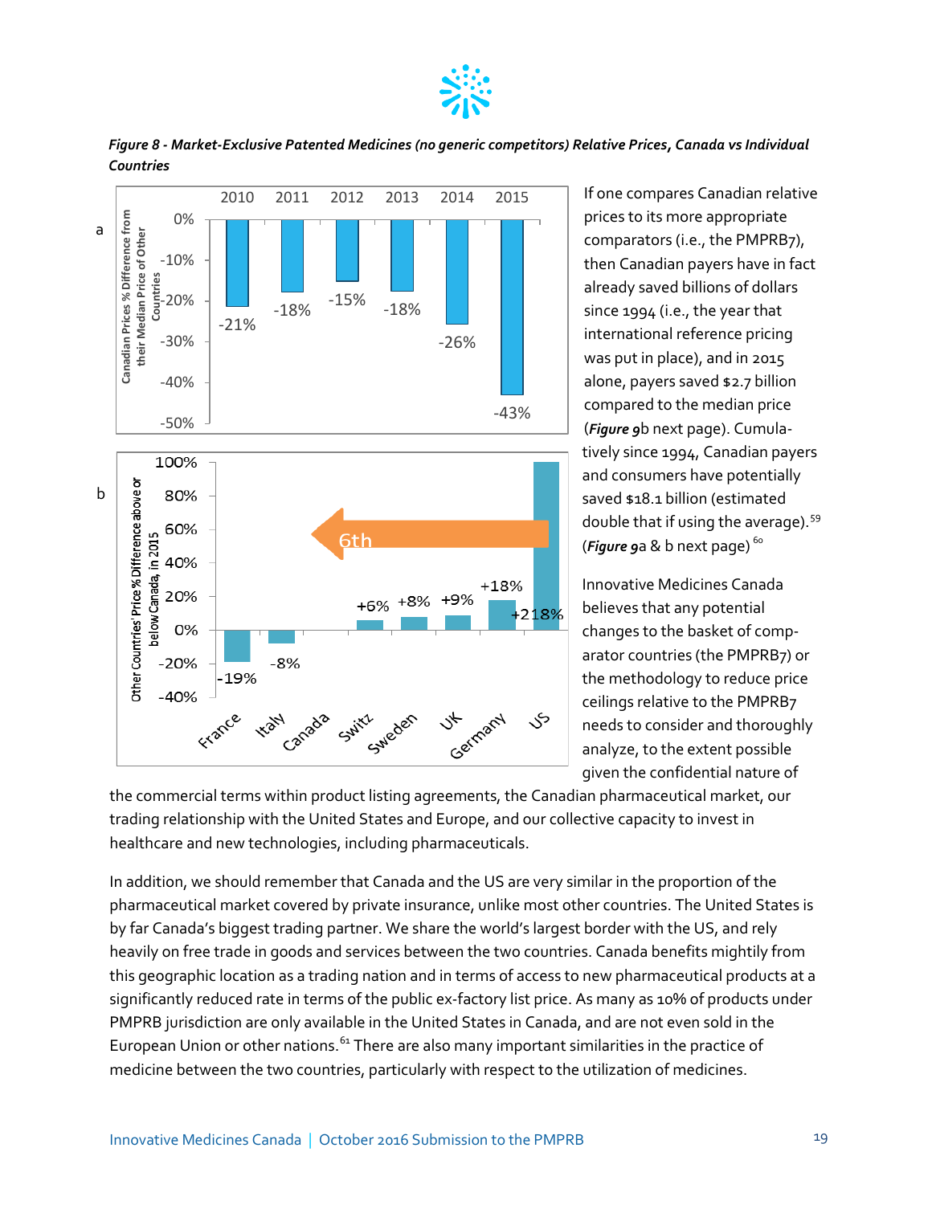*Figure 8 - Market-Exclusive Patented Medicines (no generic competitors) Relative Prices, Canada vs Individual Countries*

If one compares Canadian relative prices to its more appropriate comparators (i.e., the PMPRB7), then Canadian payers have in fact already saved billions of dollars since 1994 (i.e., the year that international reference pricing was put in place), and in 2015 alone, payers saved $2.7 billion compared to the median price (***Figure 9***b next page). Cumulatively since 1994, Canadian payers and consumers have potentially saved $18.1 billion (estimated double that if using the average).[59] (***Figure 9***a & b next page) [60]

Innovative Medicines Canada believes that any potential changes to the basket of comparator countries (the PMPRB7) or the methodology to reduce price ceilings relative to the PMPRB7 needs to consider and thoroughly analyze, to the extent possible given the confidential nature of the commercial terms within product listing agreements, the Canadian pharmaceutical market, our trading relationship with the United States and Europe, and our collective capacity to invest in healthcare and new technologies, including pharmaceuticals.

In addition, we should remember that Canada and the US are very similar in the proportion of the pharmaceutical market covered by private insurance, unlike most other countries. The United States is by far Canada's biggest trading partner. We share the world's largest border with the US, and rely heavily on free trade in goods and services between the two countries. Canada benefits mightily from this geographic location as a trading nation and in terms of access to new pharmaceutical products at a significantly reduced rate in terms of the public ex-factory list price. As many as 10% of products under PMPRB jurisdiction are only available in the United States in Canada, and are not even sold in the European Union or other nations.[61] There are also many important similarities in the practice of medicine between the two countries, particularly with respect to the utilization of medicines.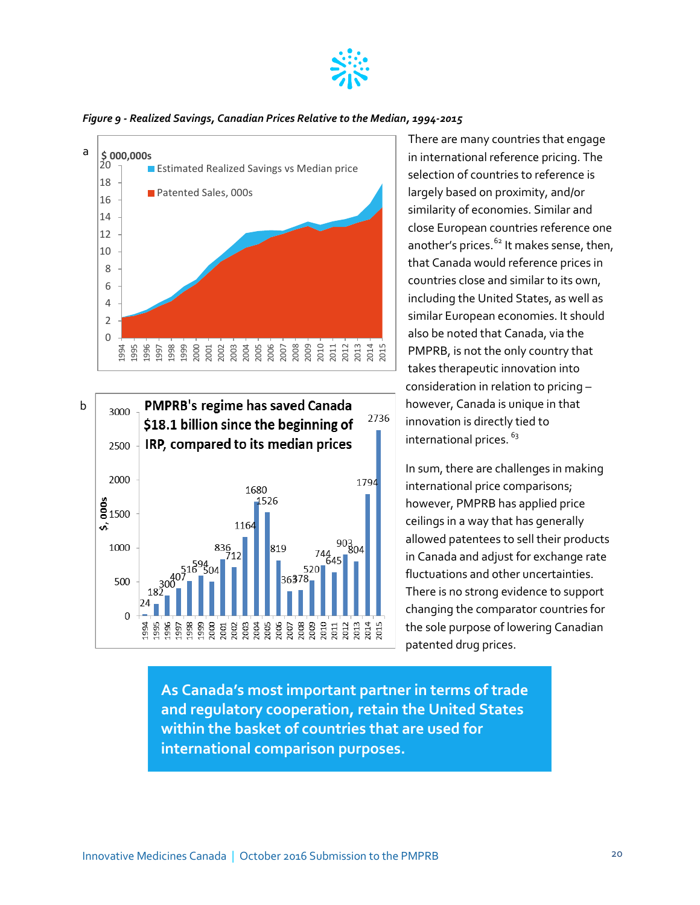*Figure 9 - Realized Savings, Canadian Prices Relative to the Median, 1994-2015*

There are many countries that engage in international reference pricing. The selection of countries to reference is largely based on proximity, and/or similarity of economies. Similar and close European countries reference one another's prices.[62] It makes sense, then, that Canada would reference prices in countries close and similar to its own, including the United States, as well as similar European economies. It should also be noted that Canada, via the PMPRB, is not the only country that takes therapeutic innovation into consideration in relation to pricing – however, Canada is unique in that innovation is directly tied to international prices.[63]

In sum, there are challenges in making international price comparisons; however, PMPRB has applied price ceilings in a way that has generally allowed patentees to sell their products in Canada and adjust for exchange rate fluctuations and other uncertainties. There is no strong evidence to support changing the comparator countries for the sole purpose of lowering Canadian patented drug prices.

**As Canada's most important partner in terms of trade and regulatory cooperation, retain the United States within the basket of countries that are used for international comparison purposes.**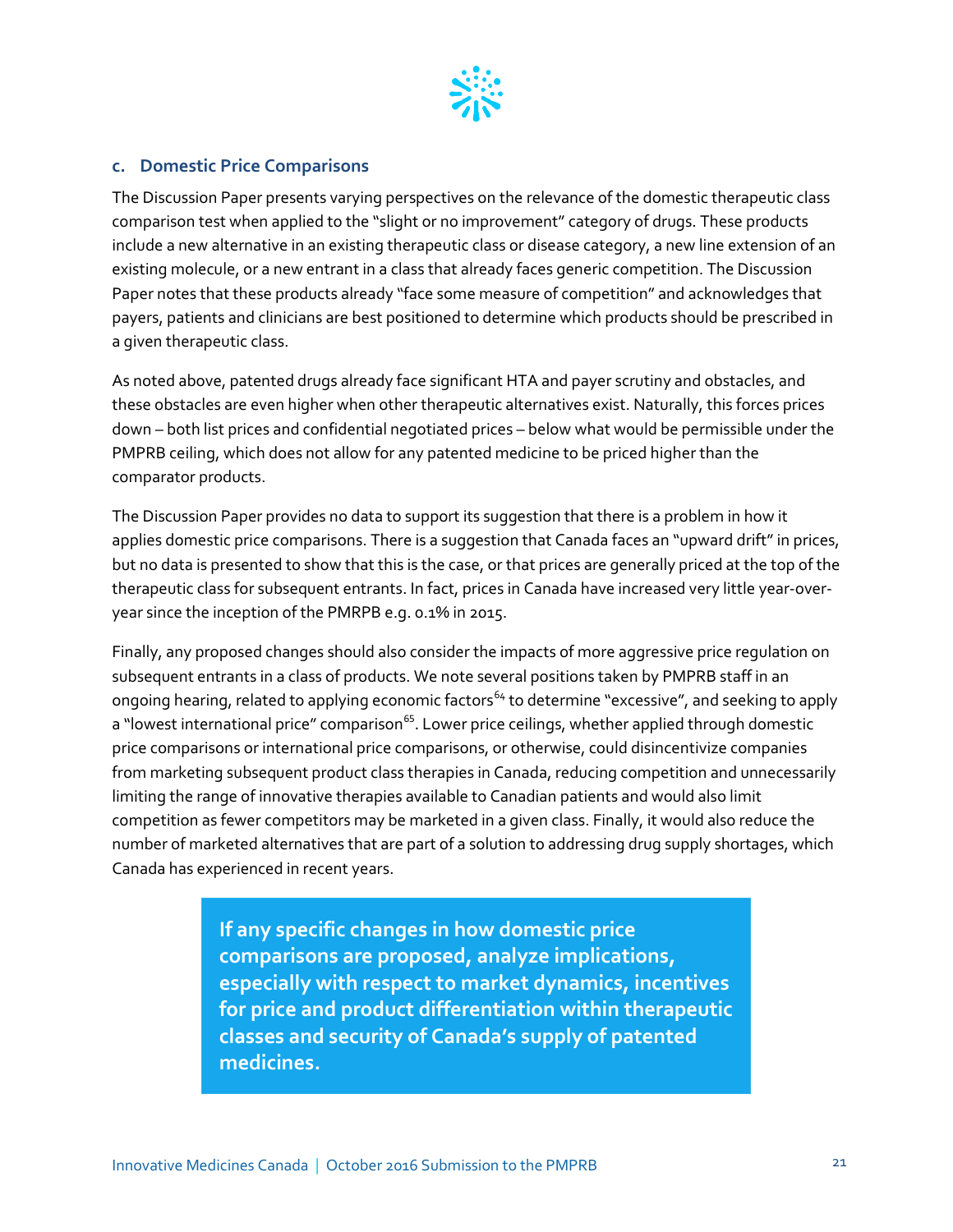### c. Domestic Price Comparisons

The Discussion Paper presents varying perspectives on the relevance of the domestic therapeutic class comparison test when applied to the "slight or no improvement" category of drugs. These products include a new alternative in an existing therapeutic class or disease category, a new line extension of an existing molecule, or a new entrant in a class that already faces generic competition. The Discussion Paper notes that these products already "face some measure of competition" and acknowledges that payers, patients and clinicians are best positioned to determine which products should be prescribed in a given therapeutic class.

As noted above, patented drugs already face significant HTA and payer scrutiny and obstacles, and these obstacles are even higher when other therapeutic alternatives exist. Naturally, this forces prices down – both list prices and confidential negotiated prices – below what would be permissible under the PMPRB ceiling, which does not allow for any patented medicine to be priced higher than the comparator products.

The Discussion Paper provides no data to support its suggestion that there is a problem in how it applies domestic price comparisons. There is a suggestion that Canada faces an "upward drift" in prices, but no data is presented to show that this is the case, or that prices are generally priced at the top of the therapeutic class for subsequent entrants. In fact, prices in Canada have increased very little year-over-year since the inception of the PMRPB e.g. 0.1% in 2015.

Finally, any proposed changes should also consider the impacts of more aggressive price regulation on subsequent entrants in a class of products. We note several positions taken by PMPRB staff in an ongoing hearing, related to applying economic factors[64] to determine "excessive", and seeking to apply a "lowest international price" comparison[65]. Lower price ceilings, whether applied through domestic price comparisons or international price comparisons, or otherwise, could disincentivize companies from marketing subsequent product class therapies in Canada, reducing competition and unnecessarily limiting the range of innovative therapies available to Canadian patients and would also limit competition as fewer competitors may be marketed in a given class. Finally, it would also reduce the number of marketed alternatives that are part of a solution to addressing drug supply shortages, which Canada has experienced in recent years.

**If any specific changes in how domestic price comparisons are proposed, analyze implications, especially with respect to market dynamics, incentives for price and product differentiation within therapeutic classes and security of Canada's supply of patented medicines.**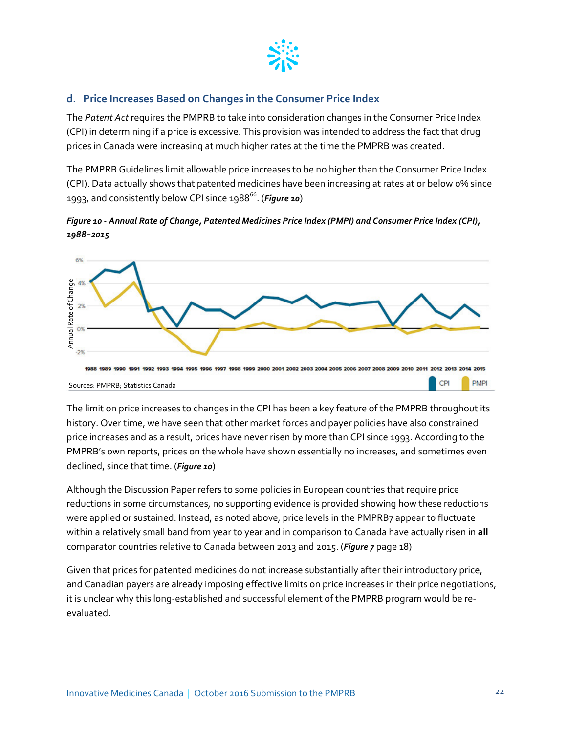## d. Price Increases Based on Changes in the Consumer Price Index

The *Patent Act* requires the PMPRB to take into consideration changes in the Consumer Price Index (CPI) in determining if a price is excessive. This provision was intended to address the fact that drug prices in Canada were increasing at much higher rates at the time the PMPRB was created.

The PMPRB Guidelines limit allowable price increases to be no higher than the Consumer Price Index (CPI). Data actually shows that patented medicines have been increasing at rates at or below 0% since 1993, and consistently below CPI since 1988[66]. (***Figure 10***)

***Figure 10** - Annual Rate of Change, Patented Medicines Price Index (PMPI) and Consumer Price Index (CPI), 1988–2015*

Sources: PMPRB; Statistics Canada

The limit on price increases to changes in the CPI has been a key feature of the PMPRB throughout its history. Over time, we have seen that other market forces and payer policies have also constrained price increases and as a result, prices have never risen by more than CPI since 1993. According to the PMPRB's own reports, prices on the whole have shown essentially no increases, and sometimes even declined, since that time. (***Figure 10***)

Although the Discussion Paper refers to some policies in European countries that require price reductions in some circumstances, no supporting evidence is provided showing how these reductions were applied or sustained. Instead, as noted above, price levels in the PMPRB7 appear to fluctuate within a relatively small band from year to year and in comparison to Canada have actually risen in **all** comparator countries relative to Canada between 2013 and 2015. (***Figure 7*** page 18)

Given that prices for patented medicines do not increase substantially after their introductory price, and Canadian payers are already imposing effective limits on price increases in their price negotiations, it is unclear why this long-established and successful element of the PMPRB program would be re-evaluated.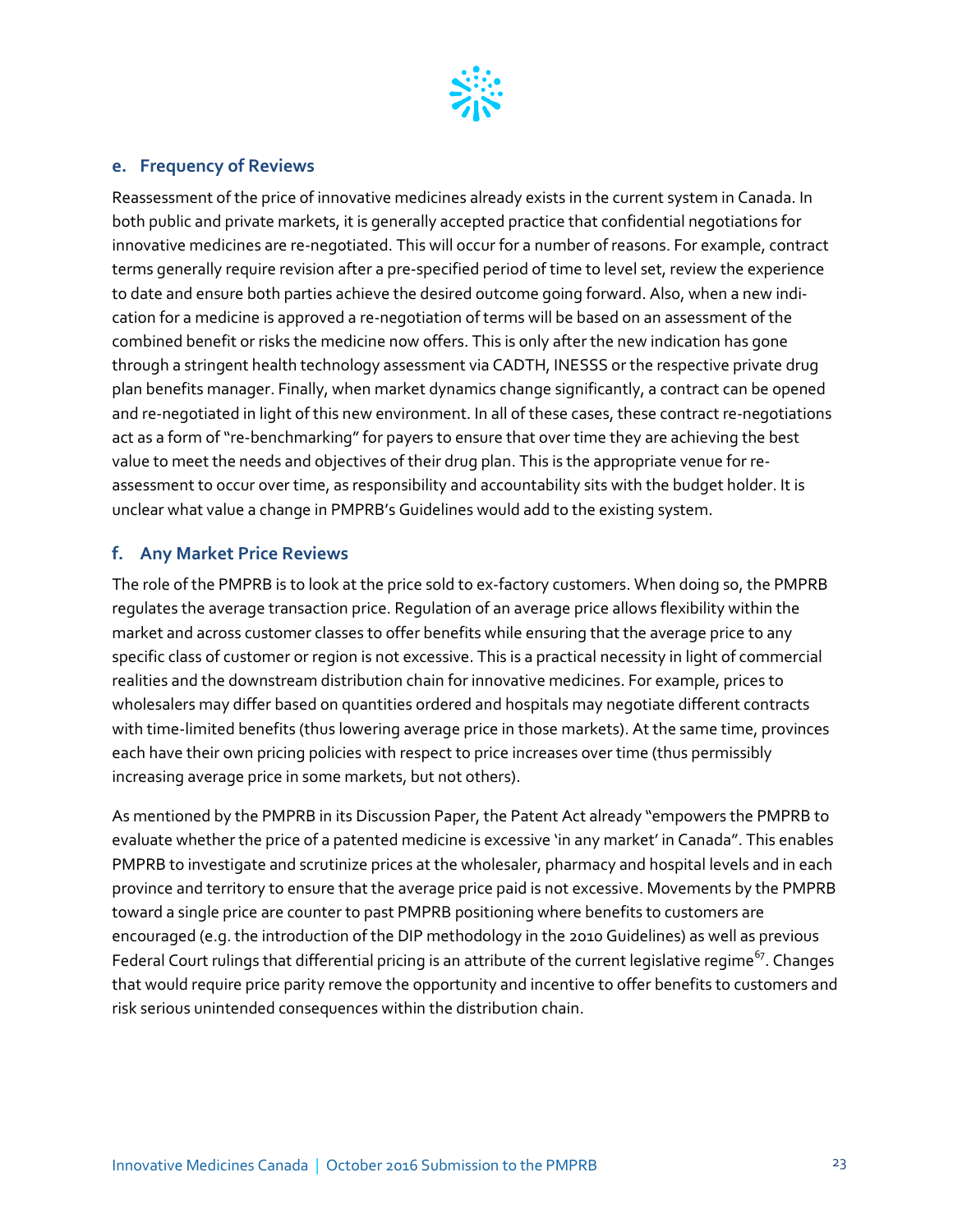### e. Frequency of Reviews

Reassessment of the price of innovative medicines already exists in the current system in Canada. In both public and private markets, it is generally accepted practice that confidential negotiations for innovative medicines are re-negotiated. This will occur for a number of reasons. For example, contract terms generally require revision after a pre-specified period of time to level set, review the experience to date and ensure both parties achieve the desired outcome going forward. Also, when a new indication for a medicine is approved a re-negotiation of terms will be based on an assessment of the combined benefit or risks the medicine now offers. This is only after the new indication has gone through a stringent health technology assessment via CADTH, INESSS or the respective private drug plan benefits manager. Finally, when market dynamics change significantly, a contract can be opened and re-negotiated in light of this new environment. In all of these cases, these contract re-negotiations act as a form of "re-benchmarking" for payers to ensure that over time they are achieving the best value to meet the needs and objectives of their drug plan. This is the appropriate venue for re-assessment to occur over time, as responsibility and accountability sits with the budget holder. It is unclear what value a change in PMPRB's Guidelines would add to the existing system.

### f. Any Market Price Reviews

The role of the PMPRB is to look at the price sold to ex-factory customers. When doing so, the PMPRB regulates the average transaction price. Regulation of an average price allows flexibility within the market and across customer classes to offer benefits while ensuring that the average price to any specific class of customer or region is not excessive. This is a practical necessity in light of commercial realities and the downstream distribution chain for innovative medicines. For example, prices to wholesalers may differ based on quantities ordered and hospitals may negotiate different contracts with time-limited benefits (thus lowering average price in those markets). At the same time, provinces each have their own pricing policies with respect to price increases over time (thus permissibly increasing average price in some markets, but not others).

As mentioned by the PMPRB in its Discussion Paper, the Patent Act already "empowers the PMPRB to evaluate whether the price of a patented medicine is excessive 'in any market' in Canada". This enables PMPRB to investigate and scrutinize prices at the wholesaler, pharmacy and hospital levels and in each province and territory to ensure that the average price paid is not excessive. Movements by the PMPRB toward a single price are counter to past PMPRB positioning where benefits to customers are encouraged (e.g. the introduction of the DIP methodology in the 2010 Guidelines) as well as previous Federal Court rulings that differential pricing is an attribute of the current legislative regime[67]. Changes that would require price parity remove the opportunity and incentive to offer benefits to customers and risk serious unintended consequences within the distribution chain.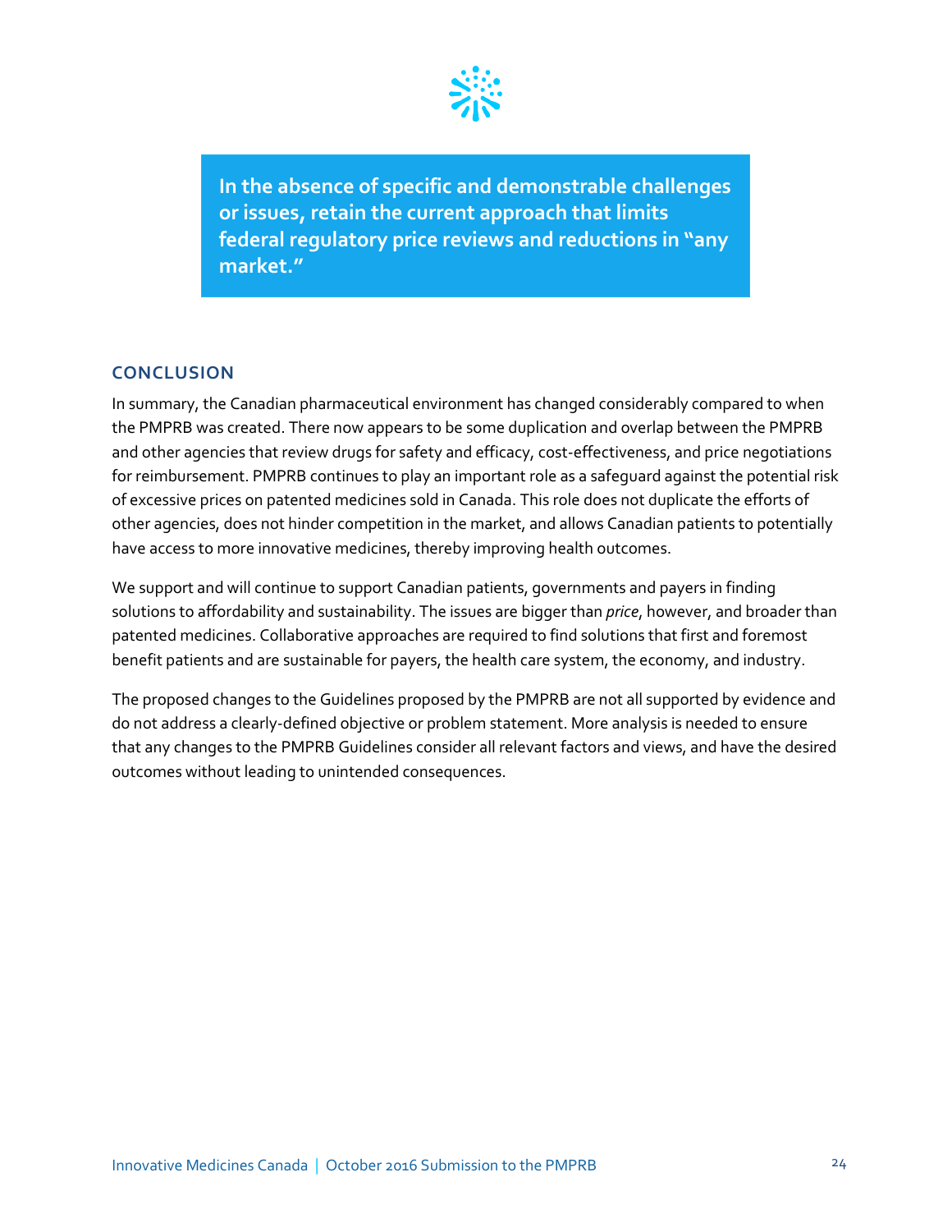**In the absence of specific and demonstrable challenges or issues, retain the current approach that limits federal regulatory price reviews and reductions in "any market."**

## CONCLUSION

In summary, the Canadian pharmaceutical environment has changed considerably compared to when the PMPRB was created. There now appears to be some duplication and overlap between the PMPRB and other agencies that review drugs for safety and efficacy, cost-effectiveness, and price negotiations for reimbursement. PMPRB continues to play an important role as a safeguard against the potential risk of excessive prices on patented medicines sold in Canada. This role does not duplicate the efforts of other agencies, does not hinder competition in the market, and allows Canadian patients to potentially have access to more innovative medicines, thereby improving health outcomes.

We support and will continue to support Canadian patients, governments and payers in finding solutions to affordability and sustainability. The issues are bigger than *price*, however, and broader than patented medicines. Collaborative approaches are required to find solutions that first and foremost benefit patients and are sustainable for payers, the health care system, the economy, and industry.

The proposed changes to the Guidelines proposed by the PMPRB are not all supported by evidence and do not address a clearly-defined objective or problem statement. More analysis is needed to ensure that any changes to the PMPRB Guidelines consider all relevant factors and views, and have the desired outcomes without leading to unintended consequences.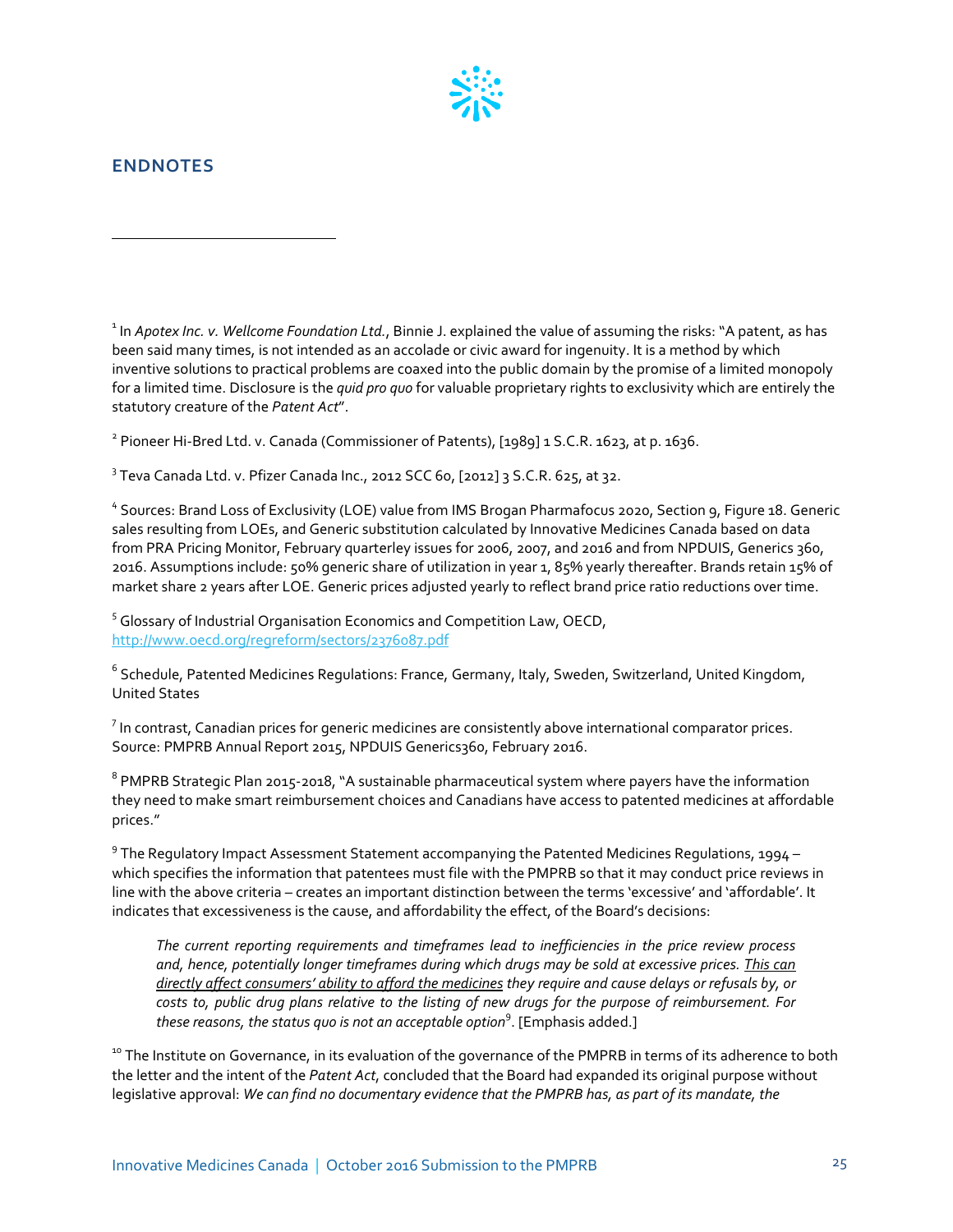## ENDNOTES

[1] In *Apotex Inc. v. Wellcome Foundation Ltd.*, Binnie J. explained the value of assuming the risks: "A patent, as has been said many times, is not intended as an accolade or civic award for ingenuity. It is a method by which inventive solutions to practical problems are coaxed into the public domain by the promise of a limited monopoly for a limited time. Disclosure is the *quid pro quo* for valuable proprietary rights to exclusivity which are entirely the statutory creature of the *Patent Act*".

[2] Pioneer Hi-Bred Ltd. v. Canada (Commissioner of Patents), [1989] 1 S.C.R. 1623, at p. 1636.

[3] Teva Canada Ltd. v. Pfizer Canada Inc., 2012 SCC 60, [2012] 3 S.C.R. 625, at 32.

[4] Sources: Brand Loss of Exclusivity (LOE) value from IMS Brogan Pharmafocus 2020, Section 9, Figure 18. Generic sales resulting from LOEs, and Generic substitution calculated by Innovative Medicines Canada based on data from PRA Pricing Monitor, February quarterley issues for 2006, 2007, and 2016 and from NPDUIS, Generics 360, 2016. Assumptions include: 50% generic share of utilization in year 1, 85% yearly thereafter. Brands retain 15% of market share 2 years after LOE. Generic prices adjusted yearly to reflect brand price ratio reductions over time.

[5] Glossary of Industrial Organisation Economics and Competition Law, OECD, http://www.oecd.org/regreform/sectors/2376087.pdf

[6] Schedule, Patented Medicines Regulations: France, Germany, Italy, Sweden, Switzerland, United Kingdom, United States

[7] In contrast, Canadian prices for generic medicines are consistently above international comparator prices. Source: PMPRB Annual Report 2015, NPDUIS Generics360, February 2016.

[8] PMPRB Strategic Plan 2015-2018, "A sustainable pharmaceutical system where payers have the information they need to make smart reimbursement choices and Canadians have access to patented medicines at affordable prices."

[9] The Regulatory Impact Assessment Statement accompanying the Patented Medicines Regulations, 1994 – which specifies the information that patentees must file with the PMPRB so that it may conduct price reviews in line with the above criteria – creates an important distinction between the terms 'excessive' and 'affordable'. It indicates that excessiveness is the cause, and affordability the effect, of the Board's decisions:

> *The current reporting requirements and timeframes lead to inefficiencies in the price review process and, hence, potentially longer timeframes during which drugs may be sold at excessive prices. This can directly affect consumers' ability to afford the medicines they require and cause delays or refusals by, or costs to, public drug plans relative to the listing of new drugs for the purpose of reimbursement. For these reasons, the status quo is not an acceptable option*[9]. [Emphasis added.]

[10] The Institute on Governance, in its evaluation of the governance of the PMPRB in terms of its adherence to both the letter and the intent of the *Patent Act*, concluded that the Board had expanded its original purpose without legislative approval: *We can find no documentary evidence that the PMPRB has, as part of its mandate, the*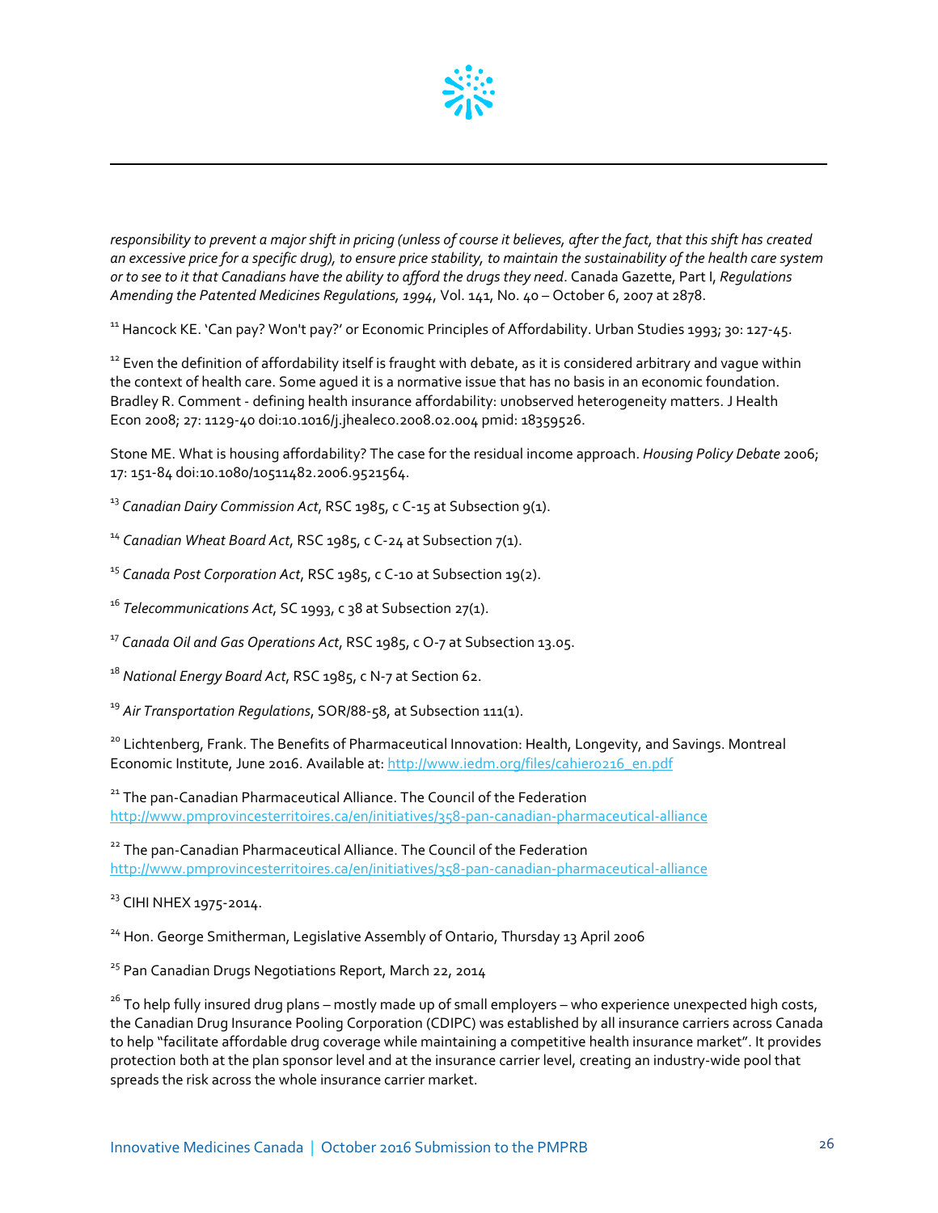*responsibility to prevent a major shift in pricing (unless of course it believes, after the fact, that this shift has created an excessive price for a specific drug), to ensure price stability, to maintain the sustainability of the health care system or to see to it that Canadians have the ability to afford the drugs they need*. Canada Gazette, Part I, *Regulations Amending the Patented Medicines Regulations, 1994*, Vol. 141, No. 40 – October 6, 2007 at 2878.

[11] Hancock KE. 'Can pay? Won't pay?' or Economic Principles of Affordability. Urban Studies 1993; 30: 127-45.

[12] Even the definition of affordability itself is fraught with debate, as it is considered arbitrary and vague within the context of health care. Some agued it is a normative issue that has no basis in an economic foundation. Bradley R. Comment - defining health insurance affordability: unobserved heterogeneity matters. J Health Econ 2008; 27: 1129-40 doi:10.1016/j.jhealeco.2008.02.004 pmid: 18359526.

Stone ME. What is housing affordability? The case for the residual income approach. *Housing Policy Debate* 2006; 17: 151-84 doi:10.1080/10511482.2006.9521564.

[13] *Canadian Dairy Commission Act*, RSC 1985, c C-15 at Subsection 9(1).

[14] *Canadian Wheat Board Act*, RSC 1985, c C-24 at Subsection 7(1).

[15] *Canada Post Corporation Act*, RSC 1985, c C-10 at Subsection 19(2).

[16] *Telecommunications Act*, SC 1993, c 38 at Subsection 27(1).

[17] *Canada Oil and Gas Operations Act*, RSC 1985, c O-7 at Subsection 13.05.

[18] *National Energy Board Act*, RSC 1985, c N-7 at Section 62.

[19] *Air Transportation Regulations*, SOR/88-58, at Subsection 111(1).

[20] Lichtenberg, Frank. The Benefits of Pharmaceutical Innovation: Health, Longevity, and Savings. Montreal Economic Institute, June 2016. Available at: http://www.iedm.org/files/cahier0216_en.pdf

[21] The pan-Canadian Pharmaceutical Alliance. The Council of the Federation http://www.pmprovincesterritoires.ca/en/initiatives/358-pan-canadian-pharmaceutical-alliance

[22] The pan-Canadian Pharmaceutical Alliance. The Council of the Federation http://www.pmprovincesterritoires.ca/en/initiatives/358-pan-canadian-pharmaceutical-alliance

[23] CIHI NHEX 1975-2014.

[24] Hon. George Smitherman, Legislative Assembly of Ontario, Thursday 13 April 2006

[25] Pan Canadian Drugs Negotiations Report, March 22, 2014

[26] To help fully insured drug plans – mostly made up of small employers – who experience unexpected high costs, the Canadian Drug Insurance Pooling Corporation (CDIPC) was established by all insurance carriers across Canada to help "facilitate affordable drug coverage while maintaining a competitive health insurance market". It provides protection both at the plan sponsor level and at the insurance carrier level, creating an industry-wide pool that spreads the risk across the whole insurance carrier market.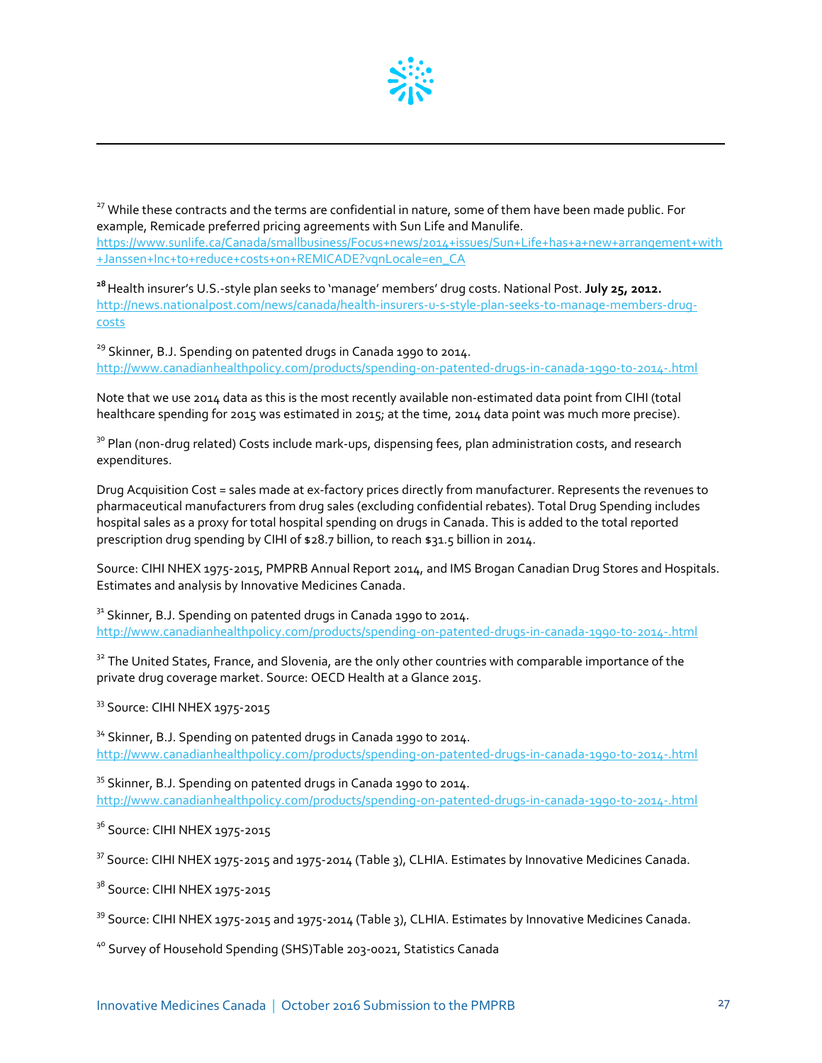[27] While these contracts and the terms are confidential in nature, some of them have been made public. For example, Remicade preferred pricing agreements with Sun Life and Manulife. https://www.sunlife.ca/Canada/smallbusiness/Focus+news/2014+issues/Sun+Life+has+a+new+arrangement+with+Janssen+Inc+to+reduce+costs+on+REMICADE?vgnLocale=en_CA

[28] Health insurer's U.S.-style plan seeks to 'manage' members' drug costs. National Post. **July 25, 2012.** http://news.nationalpost.com/news/canada/health-insurers-u-s-style-plan-seeks-to-manage-members-drug-costs

[29] Skinner, B.J. Spending on patented drugs in Canada 1990 to 2014. http://www.canadianhealthpolicy.com/products/spending-on-patented-drugs-in-canada-1990-to-2014-.html

Note that we use 2014 data as this is the most recently available non-estimated data point from CIHI (total healthcare spending for 2015 was estimated in 2015; at the time, 2014 data point was much more precise).

[30] Plan (non-drug related) Costs include mark-ups, dispensing fees, plan administration costs, and research expenditures.

Drug Acquisition Cost = sales made at ex-factory prices directly from manufacturer. Represents the revenues to pharmaceutical manufacturers from drug sales (excluding confidential rebates). Total Drug Spending includes hospital sales as a proxy for total hospital spending on drugs in Canada. This is added to the total reported prescription drug spending by CIHI of $28.7 billion, to reach $31.5 billion in 2014.

Source: CIHI NHEX 1975-2015, PMPRB Annual Report 2014, and IMS Brogan Canadian Drug Stores and Hospitals. Estimates and analysis by Innovative Medicines Canada.

[31] Skinner, B.J. Spending on patented drugs in Canada 1990 to 2014. http://www.canadianhealthpolicy.com/products/spending-on-patented-drugs-in-canada-1990-to-2014-.html

[32] The United States, France, and Slovenia, are the only other countries with comparable importance of the private drug coverage market. Source: OECD Health at a Glance 2015.

[33] Source: CIHI NHEX 1975-2015

[34] Skinner, B.J. Spending on patented drugs in Canada 1990 to 2014. http://www.canadianhealthpolicy.com/products/spending-on-patented-drugs-in-canada-1990-to-2014-.html

[35] Skinner, B.J. Spending on patented drugs in Canada 1990 to 2014. http://www.canadianhealthpolicy.com/products/spending-on-patented-drugs-in-canada-1990-to-2014-.html

[36] Source: CIHI NHEX 1975-2015

[37] Source: CIHI NHEX 1975-2015 and 1975-2014 (Table 3), CLHIA. Estimates by Innovative Medicines Canada.

[38] Source: CIHI NHEX 1975-2015

[39] Source: CIHI NHEX 1975-2015 and 1975-2014 (Table 3), CLHIA. Estimates by Innovative Medicines Canada.

[40] Survey of Household Spending (SHS)Table 203-0021, Statistics Canada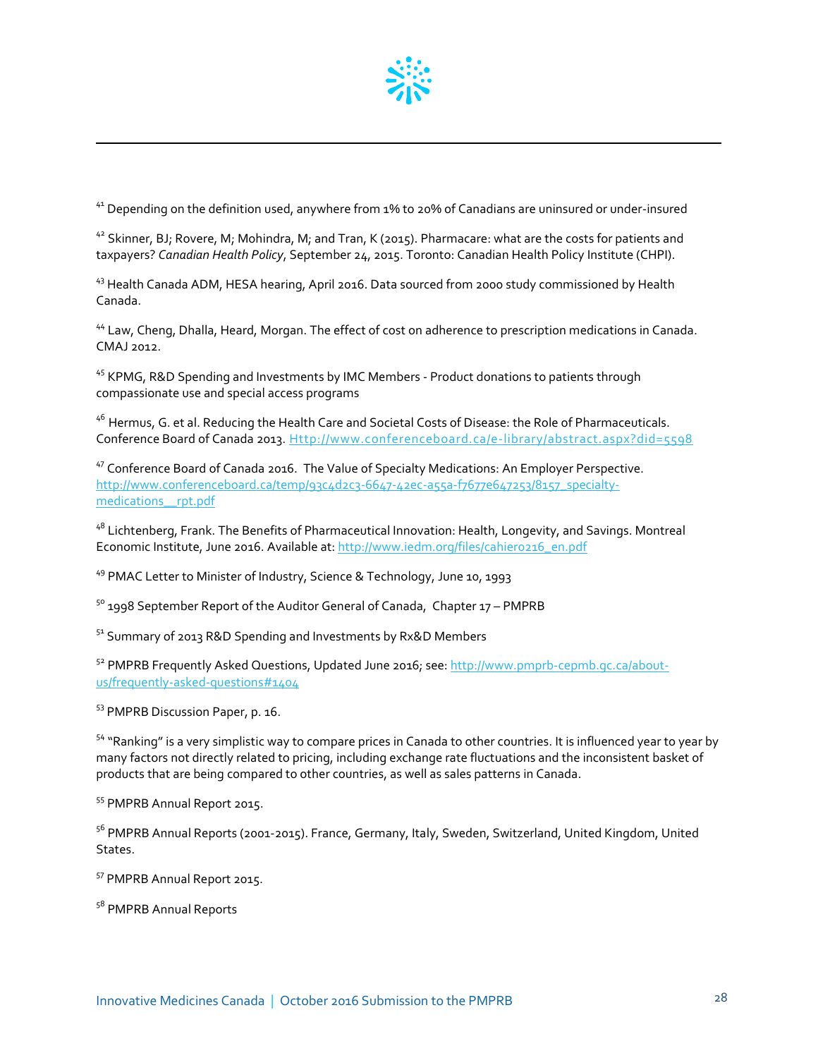[41] Depending on the definition used, anywhere from 1% to 20% of Canadians are uninsured or under-insured

[42] Skinner, BJ; Rovere, M; Mohindra, M; and Tran, K (2015). Pharmacare: what are the costs for patients and taxpayers? *Canadian Health Policy*, September 24, 2015. Toronto: Canadian Health Policy Institute (CHPI).

[43] Health Canada ADM, HESA hearing, April 2016. Data sourced from 2000 study commissioned by Health Canada.

[44] Law, Cheng, Dhalla, Heard, Morgan. The effect of cost on adherence to prescription medications in Canada. CMAJ 2012.

[45] KPMG, R&D Spending and Investments by IMC Members - Product donations to patients through compassionate use and special access programs

[46] Hermus, G. et al. Reducing the Health Care and Societal Costs of Disease: the Role of Pharmaceuticals. Conference Board of Canada 2013. Http://www.conferenceboard.ca/e-library/abstract.aspx?did=5598

[47] Conference Board of Canada 2016. The Value of Specialty Medications: An Employer Perspective. http://www.conferenceboard.ca/temp/93c4d2c3-6647-42ec-a55a-f7677e647253/8157_specialty-medications__rpt.pdf

[48] Lichtenberg, Frank. The Benefits of Pharmaceutical Innovation: Health, Longevity, and Savings. Montreal Economic Institute, June 2016. Available at: http://www.iedm.org/files/cahier0216_en.pdf

[49] PMAC Letter to Minister of Industry, Science & Technology, June 10, 1993

[50] 1998 September Report of the Auditor General of Canada, Chapter 17 – PMPRB

[51] Summary of 2013 R&D Spending and Investments by Rx&D Members

[52] PMPRB Frequently Asked Questions, Updated June 2016; see: http://www.pmprb-cepmb.gc.ca/about-us/frequently-asked-questions#1404

[53] PMPRB Discussion Paper, p. 16.

[54] "Ranking" is a very simplistic way to compare prices in Canada to other countries. It is influenced year to year by many factors not directly related to pricing, including exchange rate fluctuations and the inconsistent basket of products that are being compared to other countries, as well as sales patterns in Canada.

[55] PMPRB Annual Report 2015.

[56] PMPRB Annual Reports (2001-2015). France, Germany, Italy, Sweden, Switzerland, United Kingdom, United States.

[57] PMPRB Annual Report 2015.

[58] PMPRB Annual Reports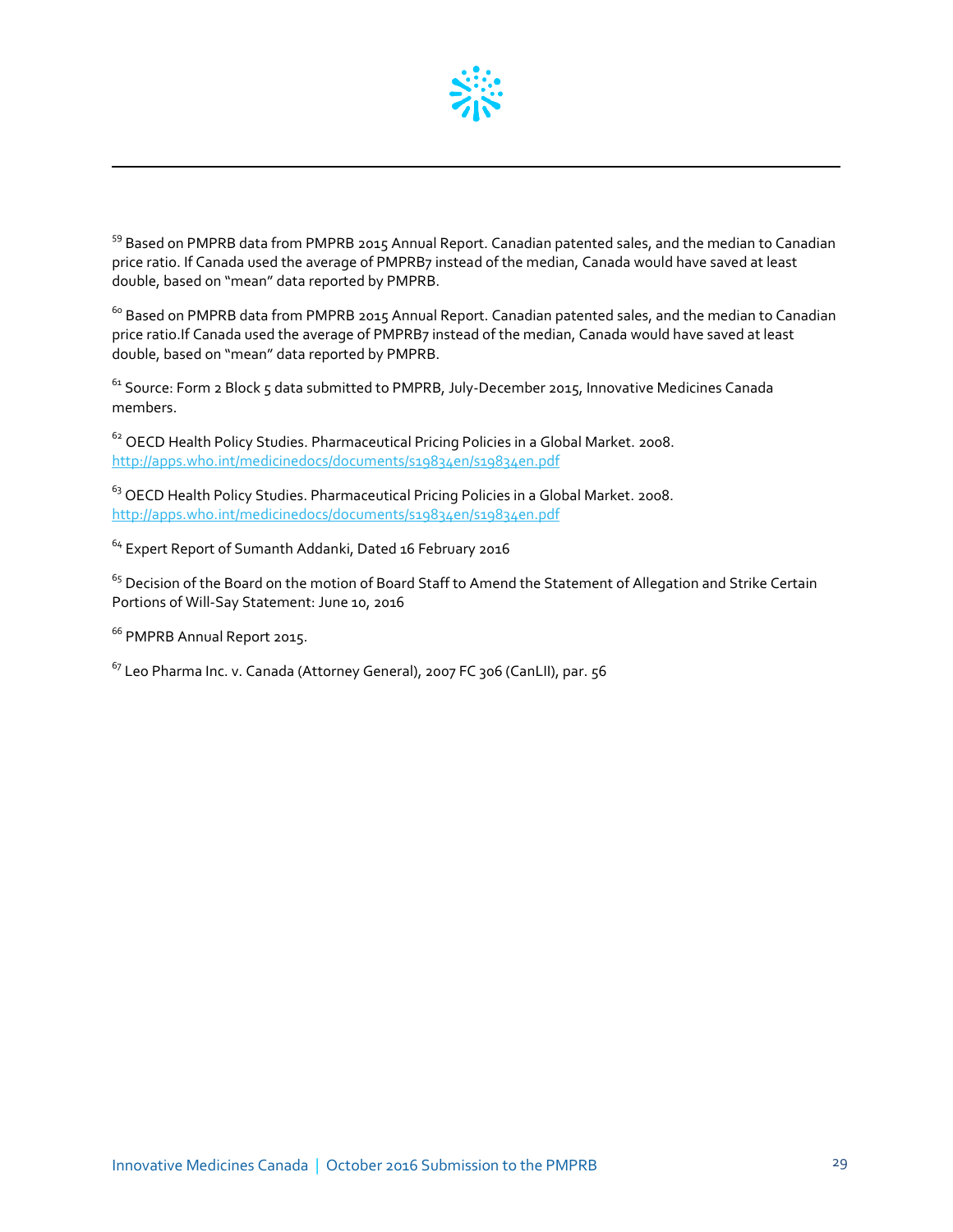[59] Based on PMPRB data from PMPRB 2015 Annual Report. Canadian patented sales, and the median to Canadian price ratio. If Canada used the average of PMPRB7 instead of the median, Canada would have saved at least double, based on "mean" data reported by PMPRB.

[60] Based on PMPRB data from PMPRB 2015 Annual Report. Canadian patented sales, and the median to Canadian price ratio.If Canada used the average of PMPRB7 instead of the median, Canada would have saved at least double, based on "mean" data reported by PMPRB.

[61] Source: Form 2 Block 5 data submitted to PMPRB, July-December 2015, Innovative Medicines Canada members.

[62] OECD Health Policy Studies. Pharmaceutical Pricing Policies in a Global Market. 2008. http://apps.who.int/medicinedocs/documents/s19834en/s19834en.pdf

[63] OECD Health Policy Studies. Pharmaceutical Pricing Policies in a Global Market. 2008. http://apps.who.int/medicinedocs/documents/s19834en/s19834en.pdf

[64] Expert Report of Sumanth Addanki, Dated 16 February 2016

[65] Decision of the Board on the motion of Board Staff to Amend the Statement of Allegation and Strike Certain Portions of Will-Say Statement: June 10, 2016

[66] PMPRB Annual Report 2015.

[67] Leo Pharma Inc. v. Canada (Attorney General), 2007 FC 306 (CanLII), par. 56